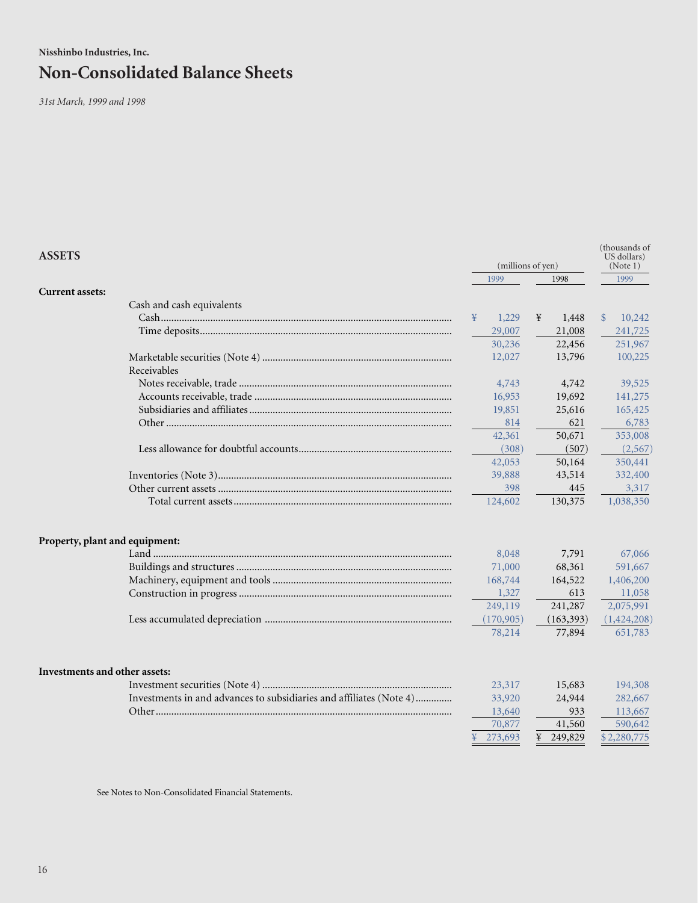Nisshinbo Industries, Inc.

# Non-Consolidated Balance Sheets

*31st March, 1999 and 1998*

| ASSETS | (millions of yen) | | (thousands of US dollars) (Note 1) |
|---|---|---|---|
| | 1999 | 1998 | 1999 |
| **Current assets:** | | | |
| Cash and cash equivalents | | | |
| Cash | ¥ 1,229 | ¥ 1,448 | $ 10,242 |
| Time deposits | 29,007 | 21,008 | 241,725 |
| | 30,236 | 22,456 | 251,967 |
| Marketable securities (Note 4) | 12,027 | 13,796 | 100,225 |
| Receivables | | | |
| Notes receivable, trade | 4,743 | 4,742 | 39,525 |
| Accounts receivable, trade | 16,953 | 19,692 | 141,275 |
| Subsidiaries and affiliates | 19,851 | 25,616 | 165,425 |
| Other | 814 | 621 | 6,783 |
| | 42,361 | 50,671 | 353,008 |
| Less allowance for doubtful accounts | (308) | (507) | (2,567) |
| | 42,053 | 50,164 | 350,441 |
| Inventories (Note 3) | 39,888 | 43,514 | 332,400 |
| Other current assets | 398 | 445 | 3,317 |
| Total current assets | 124,602 | 130,375 | 1,038,350 |
| **Property, plant and equipment:** | | | |
| Land | 8,048 | 7,791 | 67,066 |
| Buildings and structures | 71,000 | 68,361 | 591,667 |
| Machinery, equipment and tools | 168,744 | 164,522 | 1,406,200 |
| Construction in progress | 1,327 | 613 | 11,058 |
| | 249,119 | 241,287 | 2,075,991 |
| Less accumulated depreciation | (170,905) | (163,393) | (1,424,208) |
| | 78,214 | 77,894 | 651,783 |
| **Investments and other assets:** | | | |
| Investment securities (Note 4) | 23,317 | 15,683 | 194,308 |
| Investments in and advances to subsidiaries and affiliates (Note 4) | 33,920 | 24,944 | 282,667 |
| Other | 13,640 | 933 | 113,667 |
| | 70,877 | 41,560 | 590,642 |
| | ¥ 273,693 | ¥ 249,829 | $ 2,280,775 |

See Notes to Non-Consolidated Financial Statements.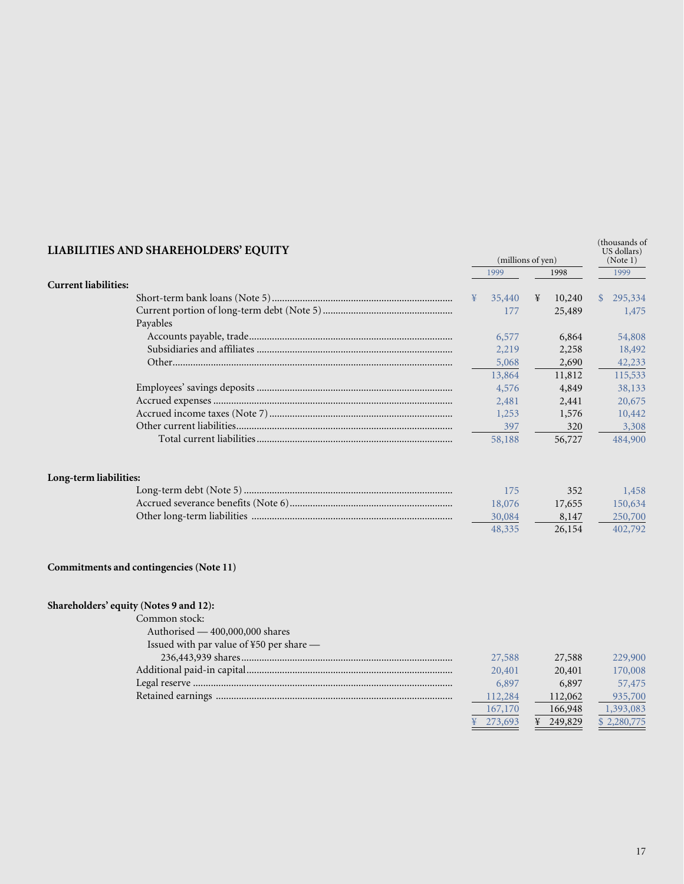## LIABILITIES AND SHAREHOLDERS' EQUITY

| | (millions of yen) 1999 | (millions of yen) 1998 | (thousands of US dollars) (Note 1) 1999 |
|---|---|---|---|
| **Current liabilities:** | | | |
| Short-term bank loans (Note 5) | ¥ 35,440 | ¥ 10,240 | $ 295,334 |
| Current portion of long-term debt (Note 5) | 177 | 25,489 | 1,475 |
| Payables | | | |
| Accounts payable, trade | 6,577 | 6,864 | 54,808 |
| Subsidiaries and affiliates | 2,219 | 2,258 | 18,492 |
| Other | 5,068 | 2,690 | 42,233 |
| | 13,864 | 11,812 | 115,533 |
| Employees' savings deposits | 4,576 | 4,849 | 38,133 |
| Accrued expenses | 2,481 | 2,441 | 20,675 |
| Accrued income taxes (Note 7) | 1,253 | 1,576 | 10,442 |
| Other current liabilities | 397 | 320 | 3,308 |
| Total current liabilities | 58,188 | 56,727 | 484,900 |
| **Long-term liabilities:** | | | |
| Long-term debt (Note 5) | 175 | 352 | 1,458 |
| Accrued severance benefits (Note 6) | 18,076 | 17,655 | 150,634 |
| Other long-term liabilities | 30,084 | 8,147 | 250,700 |
| | 48,335 | 26,154 | 402,792 |
| **Commitments and contingencies (Note 11)** | | | |
| **Shareholders' equity (Notes 9 and 12):** | | | |
| Common stock: | | | |
| Authorised — 400,000,000 shares | | | |
| Issued with par value of ¥50 per share — 236,443,939 shares | 27,588 | 27,588 | 229,900 |
| Additional paid-in capital | 20,401 | 20,401 | 170,008 |
| Legal reserve | 6,897 | 6,897 | 57,475 |
| Retained earnings | 112,284 | 112,062 | 935,700 |
| | 167,170 | 166,948 | 1,393,083 |
| | ¥ 273,693 | ¥ 249,829 | $ 2,280,775 |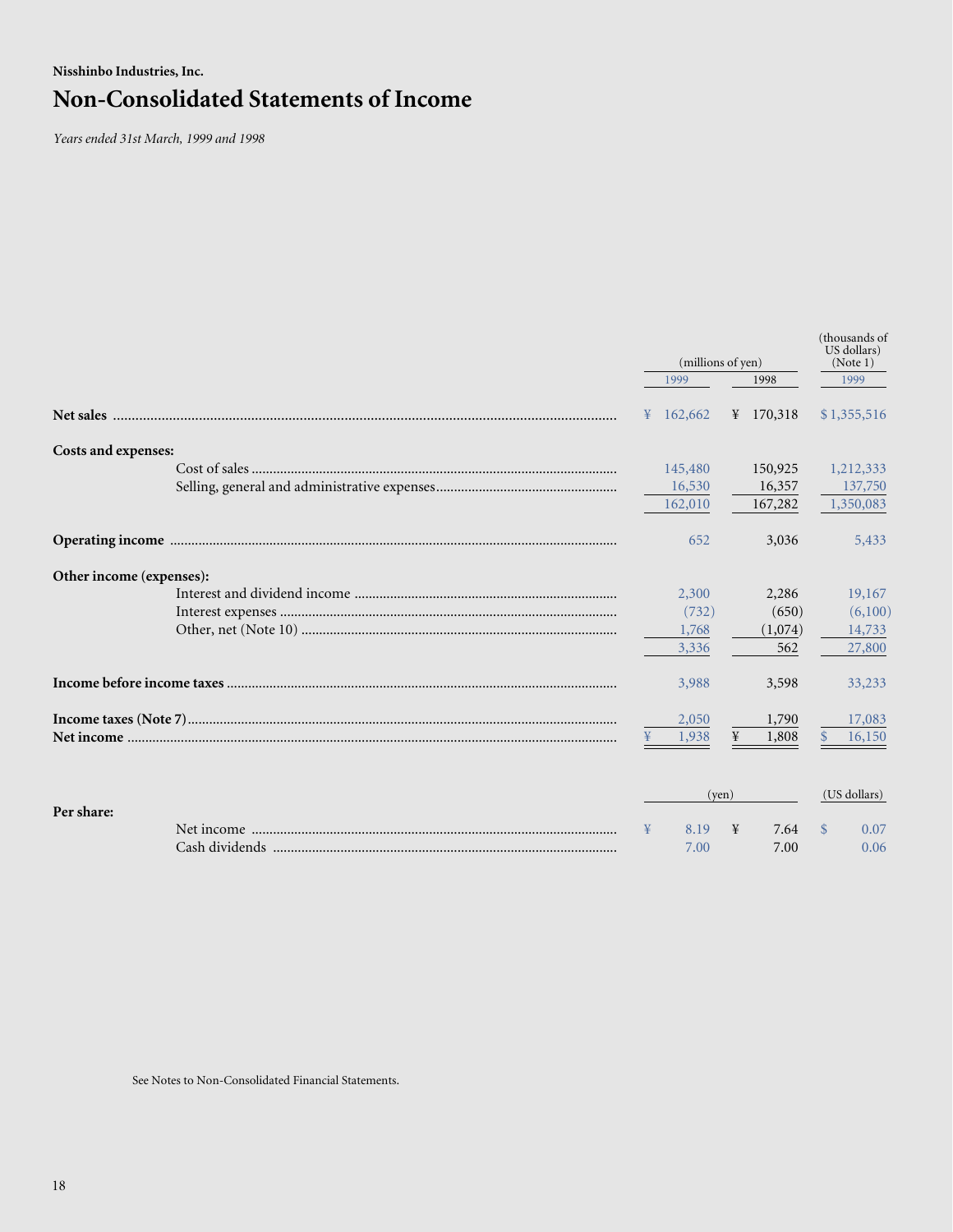Nisshinbo Industries, Inc.

# Non-Consolidated Statements of Income

*Years ended 31st March, 1999 and 1998*

| | (millions of yen) | | (thousands of US dollars) (Note 1) |
|---|---|---|---|
| | 1999 | 1998 | 1999 |
| **Net sales** | ¥ 162,662 | ¥ 170,318 | $ 1,355,516 |
| **Costs and expenses:** | | | |
| Cost of sales | 145,480 | 150,925 | 1,212,333 |
| Selling, general and administrative expenses | 16,530 | 16,357 | 137,750 |
| | 162,010 | 167,282 | 1,350,083 |
| **Operating income** | 652 | 3,036 | 5,433 |
| **Other income (expenses):** | | | |
| Interest and dividend income | 2,300 | 2,286 | 19,167 |
| Interest expenses | (732) | (650) | (6,100) |
| Other, net (Note 10) | 1,768 | (1,074) | 14,733 |
| | 3,336 | 562 | 27,800 |
| **Income before income taxes** | 3,988 | 3,598 | 33,233 |
| **Income taxes (Note 7)** | 2,050 | 1,790 | 17,083 |
| **Net income** | ¥ 1,938 | ¥ 1,808 | $ 16,150 |

| | (yen) | | (US dollars) |
|---|---|---|---|
| **Per share:** | | | |
| Net income | ¥ 8.19 | ¥ 7.64 | $ 0.07 |
| Cash dividends | 7.00 | 7.00 | 0.06 |

See Notes to Non-Consolidated Financial Statements.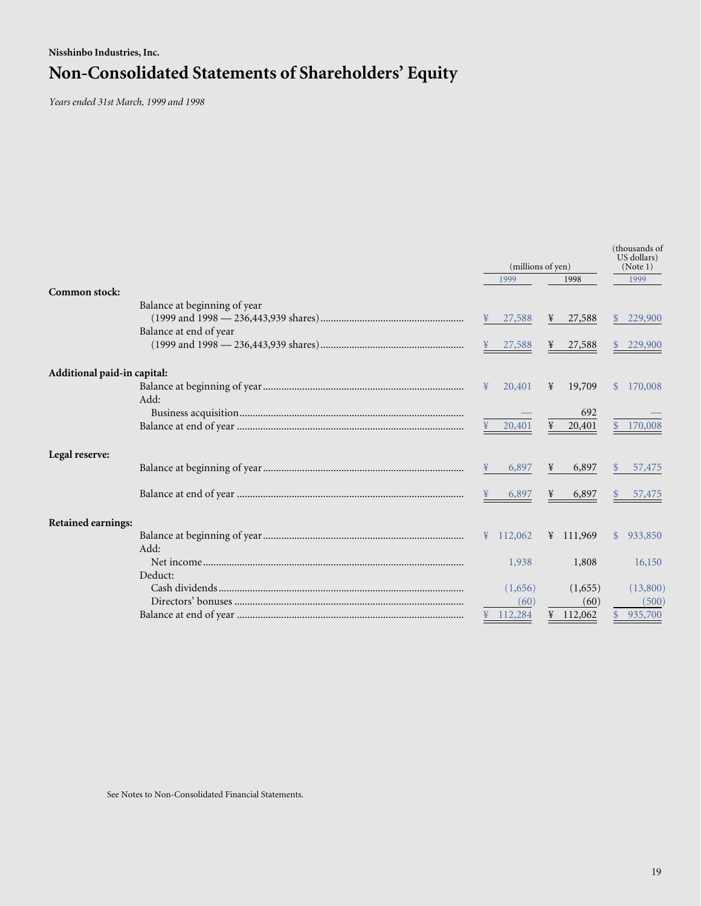Nisshinbo Industries, Inc.

# Non-Consolidated Statements of Shareholders' Equity

*Years ended 31st March, 1999 and 1998*

| | (millions of yen) | | (thousands of US dollars) (Note 1) |
|---|---|---|---|
| | 1999 | 1998 | 1999 |
| **Common stock:** | | | |
| Balance at beginning of year (1999 and 1998 — 236,443,939 shares) | ¥ 27,588 | ¥ 27,588 | $ 229,900 |
| Balance at end of year (1999 and 1998 — 236,443,939 shares) | ¥ 27,588 | ¥ 27,588 | $ 229,900 |
| **Additional paid-in capital:** | | | |
| Balance at beginning of year | ¥ 20,401 | ¥ 19,709 | $ 170,008 |
| Add: | | | |
| Business acquisition | — | 692 | — |
| Balance at end of year | ¥ 20,401 | ¥ 20,401 | $ 170,008 |
| **Legal reserve:** | | | |
| Balance at beginning of year | ¥ 6,897 | ¥ 6,897 | $ 57,475 |
| Balance at end of year | ¥ 6,897 | ¥ 6,897 | $ 57,475 |
| **Retained earnings:** | | | |
| Balance at beginning of year | ¥ 112,062 | ¥ 111,969 | $ 933,850 |
| Add: | | | |
| Net income | 1,938 | 1,808 | 16,150 |
| Deduct: | | | |
| Cash dividends | (1,656) | (1,655) | (13,800) |
| Directors' bonuses | (60) | (60) | (500) |
| Balance at end of year | ¥ 112,284 | ¥ 112,062 | $ 935,700 |

See Notes to Non-Consolidated Financial Statements.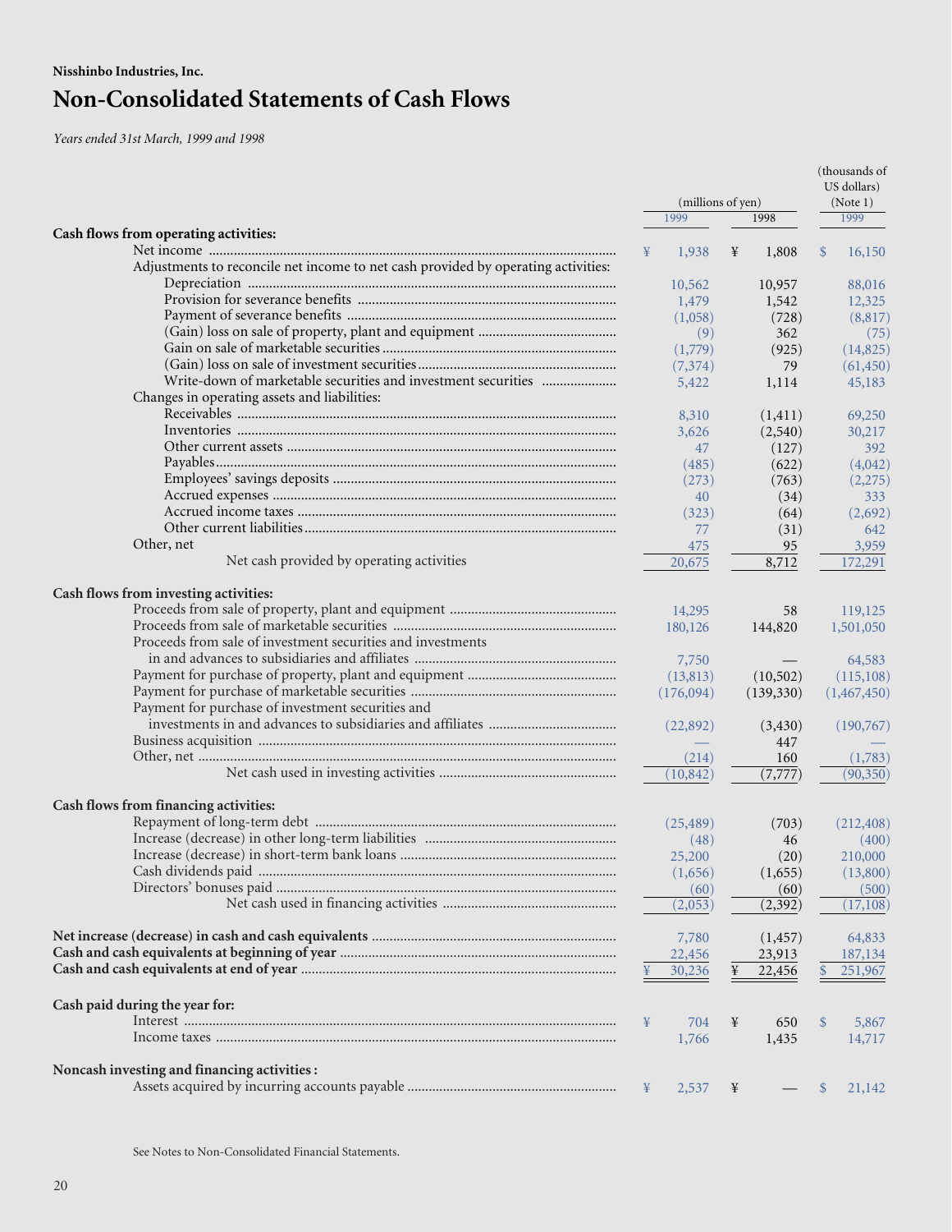Nisshinbo Industries, Inc.

# Non-Consolidated Statements of Cash Flows

*Years ended 31st March, 1999 and 1998*

| | (millions of yen) | | (thousands of US dollars) (Note 1) |
|---|---|---|---|
| | 1999 | 1998 | 1999 |
| **Cash flows from operating activities:** | | | |
| Net income | ¥ 1,938 | ¥ 1,808 | $ 16,150 |
| Adjustments to reconcile net income to net cash provided by operating activities: | | | |
| Depreciation | 10,562 | 10,957 | 88,016 |
| Provision for severance benefits | 1,479 | 1,542 | 12,325 |
| Payment of severance benefits | (1,058) | (728) | (8,817) |
| (Gain) loss on sale of property, plant and equipment | (9) | 362 | (75) |
| Gain on sale of marketable securities | (1,779) | (925) | (14,825) |
| (Gain) loss on sale of investment securities | (7,374) | 79 | (61,450) |
| Write-down of marketable securities and investment securities | 5,422 | 1,114 | 45,183 |
| Changes in operating assets and liabilities: | | | |
| Receivables | 8,310 | (1,411) | 69,250 |
| Inventories | 3,626 | (2,540) | 30,217 |
| Other current assets | 47 | (127) | 392 |
| Payables | (485) | (622) | (4,042) |
| Employees' savings deposits | (273) | (763) | (2,275) |
| Accrued expenses | 40 | (34) | 333 |
| Accrued income taxes | (323) | (64) | (2,692) |
| Other current liabilities | 77 | (31) | 642 |
| Other, net | 475 | 95 | 3,959 |
| Net cash provided by operating activities | 20,675 | 8,712 | 172,291 |
| **Cash flows from investing activities:** | | | |
| Proceeds from sale of property, plant and equipment | 14,295 | 58 | 119,125 |
| Proceeds from sale of marketable securities | 180,126 | 144,820 | 1,501,050 |
| Proceeds from sale of investment securities and investments in and advances to subsidiaries and affiliates | 7,750 | — | 64,583 |
| Payment for purchase of property, plant and equipment | (13,813) | (10,502) | (115,108) |
| Payment for purchase of marketable securities | (176,094) | (139,330) | (1,467,450) |
| Payment for purchase of investment securities and investments in and advances to subsidiaries and affiliates | (22,892) | (3,430) | (190,767) |
| Business acquisition | — | 447 | — |
| Other, net | (214) | 160 | (1,783) |
| Net cash used in investing activities | (10,842) | (7,777) | (90,350) |
| **Cash flows from financing activities:** | | | |
| Repayment of long-term debt | (25,489) | (703) | (212,408) |
| Increase (decrease) in other long-term liabilities | (48) | 46 | (400) |
| Increase (decrease) in short-term bank loans | 25,200 | (20) | 210,000 |
| Cash dividends paid | (1,656) | (1,655) | (13,800) |
| Directors' bonuses paid | (60) | (60) | (500) |
| Net cash used in financing activities | (2,053) | (2,392) | (17,108) |
| **Net increase (decrease) in cash and cash equivalents** | 7,780 | (1,457) | 64,833 |
| **Cash and cash equivalents at beginning of year** | 22,456 | 23,913 | 187,134 |
| **Cash and cash equivalents at end of year** | ¥ 30,236 | ¥ 22,456 | $ 251,967 |
| **Cash paid during the year for:** | | | |
| Interest | ¥ 704 | ¥ 650 | $ 5,867 |
| Income taxes | 1,766 | 1,435 | 14,717 |
| **Noncash investing and financing activities :** | | | |
| Assets acquired by incurring accounts payable | ¥ 2,537 | ¥ — | $ 21,142 |

See Notes to Non-Consolidated Financial Statements.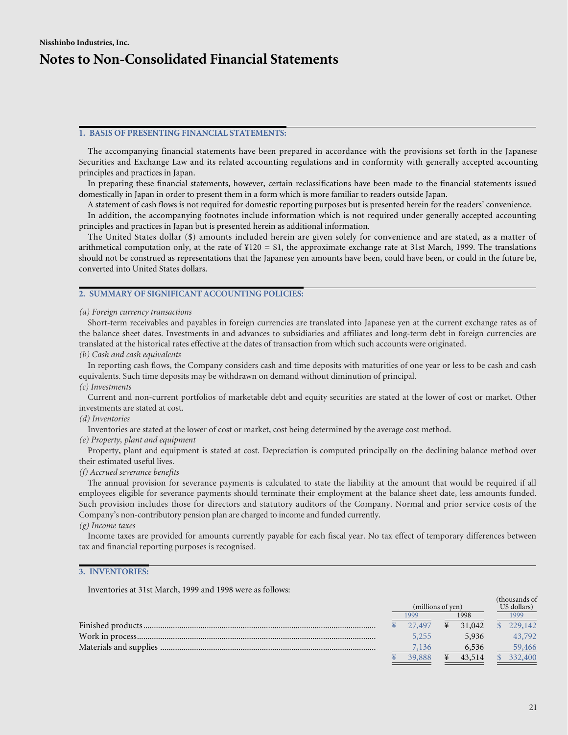Nisshinbo Industries, Inc.

# Notes to Non-Consolidated Financial Statements

## 1. BASIS OF PRESENTING FINANCIAL STATEMENTS:

The accompanying financial statements have been prepared in accordance with the provisions set forth in the Japanese Securities and Exchange Law and its related accounting regulations and in conformity with generally accepted accounting principles and practices in Japan.

In preparing these financial statements, however, certain reclassifications have been made to the financial statements issued domestically in Japan in order to present them in a form which is more familiar to readers outside Japan.

A statement of cash flows is not required for domestic reporting purposes but is presented herein for the readers' convenience.

In addition, the accompanying footnotes include information which is not required under generally accepted accounting principles and practices in Japan but is presented herein as additional information.

The United States dollar ($) amounts included herein are given solely for convenience and are stated, as a matter of arithmetical computation only, at the rate of ¥120 = $1, the approximate exchange rate at 31st March, 1999. The translations should not be construed as representations that the Japanese yen amounts have been, could have been, or could in the future be, converted into United States dollars.

## 2. SUMMARY OF SIGNIFICANT ACCOUNTING POLICIES:

*(a) Foreign currency transactions*

Short-term receivables and payables in foreign currencies are translated into Japanese yen at the current exchange rates as of the balance sheet dates. Investments in and advances to subsidiaries and affiliates and long-term debt in foreign currencies are translated at the historical rates effective at the dates of transaction from which such accounts were originated.

*(b) Cash and cash equivalents*

In reporting cash flows, the Company considers cash and time deposits with maturities of one year or less to be cash and cash equivalents. Such time deposits may be withdrawn on demand without diminution of principal.

*(c) Investments*

Current and non-current portfolios of marketable debt and equity securities are stated at the lower of cost or market. Other investments are stated at cost.

*(d) Inventories*

Inventories are stated at the lower of cost or market, cost being determined by the average cost method.

*(e) Property, plant and equipment*

Property, plant and equipment is stated at cost. Depreciation is computed principally on the declining balance method over their estimated useful lives.

*(f) Accrued severance benefits*

The annual provision for severance payments is calculated to state the liability at the amount that would be required if all employees eligible for severance payments should terminate their employment at the balance sheet date, less amounts funded. Such provision includes those for directors and statutory auditors of the Company. Normal and prior service costs of the Company's non-contributory pension plan are charged to income and funded currently.

*(g) Income taxes*

Income taxes are provided for amounts currently payable for each fiscal year. No tax effect of temporary differences between tax and financial reporting purposes is recognised.

## 3. INVENTORIES:

Inventories at 31st March, 1999 and 1998 were as follows:

| | (millions of yen) | | (thousands of US dollars) |
|---|---|---|---|
| | 1999 | 1998 | 1999 |
| Finished products | ¥ 27,497 | ¥ 31,042 | $ 229,142 |
| Work in process | 5,255 | 5,936 | 43,792 |
| Materials and supplies | 7,136 | 6,536 | 59,466 |
| | ¥ 39,888 | ¥ 43,514 | $ 332,400 |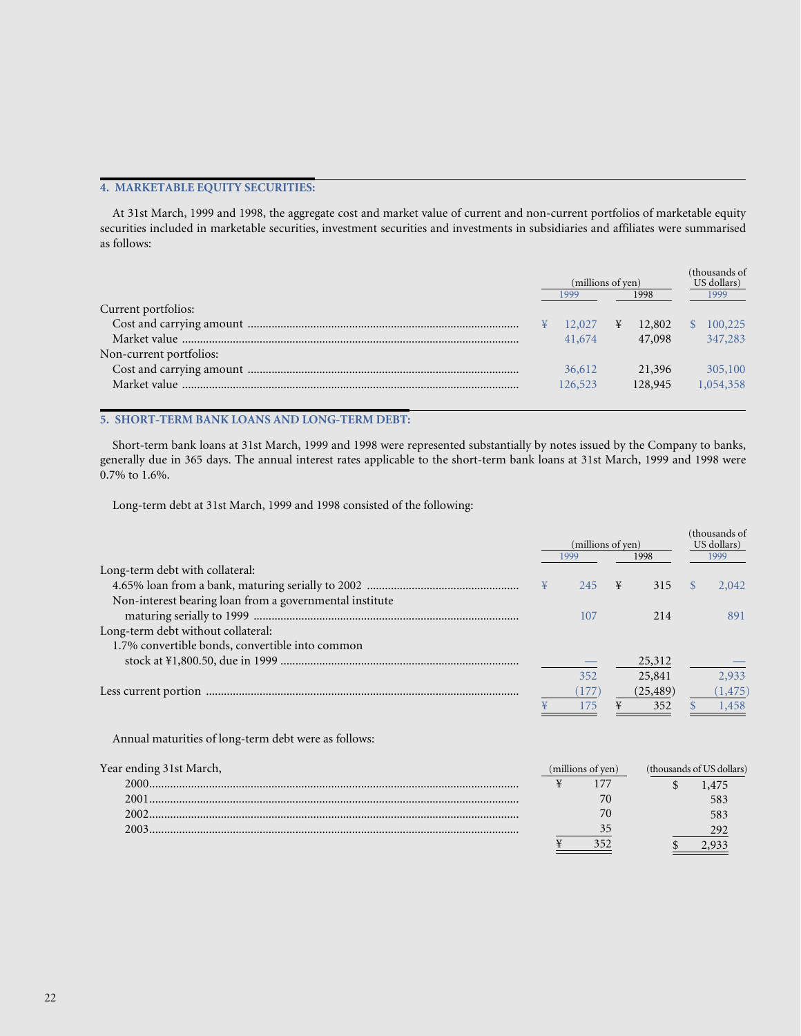## 4. MARKETABLE EQUITY SECURITIES:

At 31st March, 1999 and 1998, the aggregate cost and market value of current and non-current portfolios of marketable equity securities included in marketable securities, investment securities and investments in subsidiaries and affiliates were summarised as follows:

| | (millions of yen) | | (thousands of US dollars) |
|---|---|---|---|
| | 1999 | 1998 | 1999 |
| Current portfolios: | | | |
| Cost and carrying amount | ¥ 12,027 | ¥ 12,802 | $ 100,225 |
| Market value | 41,674 | 47,098 | 347,283 |
| Non-current portfolios: | | | |
| Cost and carrying amount | 36,612 | 21,396 | 305,100 |
| Market value | 126,523 | 128,945 | 1,054,358 |

## 5. SHORT-TERM BANK LOANS AND LONG-TERM DEBT:

Short-term bank loans at 31st March, 1999 and 1998 were represented substantially by notes issued by the Company to banks, generally due in 365 days. The annual interest rates applicable to the short-term bank loans at 31st March, 1999 and 1998 were 0.7% to 1.6%.

Long-term debt at 31st March, 1999 and 1998 consisted of the following:

| | (millions of yen) | | (thousands of US dollars) |
|---|---|---|---|
| | 1999 | 1998 | 1999 |
| Long-term debt with collateral: | | | |
| 4.65% loan from a bank, maturing serially to 2002 | ¥ 245 | ¥ 315 | $ 2,042 |
| Non-interest bearing loan from a governmental institute maturing serially to 1999 | 107 | 214 | 891 |
| Long-term debt without collateral: | | | |
| 1.7% convertible bonds, convertible into common stock at ¥1,800.50, due in 1999 | — | 25,312 | — |
| | 352 | 25,841 | 2,933 |
| Less current portion | (177) | (25,489) | (1,475) |
| | ¥ 175 | ¥ 352 | $ 1,458 |

Annual maturities of long-term debt were as follows:

| Year ending 31st March, | (millions of yen) | (thousands of US dollars) |
|---|---|---|
| 2000 | ¥ 177 | $ 1,475 |
| 2001 | 70 | 583 |
| 2002 | 70 | 583 |
| 2003 | 35 | 292 |
| | ¥ 352 | $ 2,933 |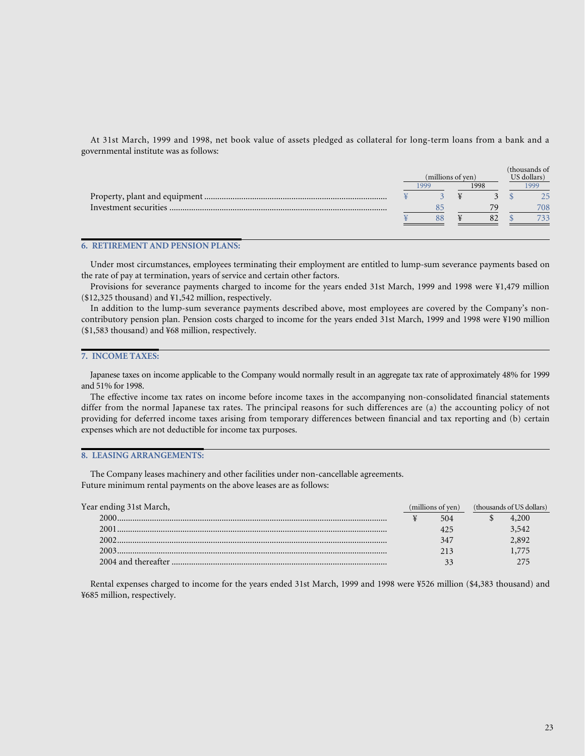At 31st March, 1999 and 1998, net book value of assets pledged as collateral for long-term loans from a bank and a governmental institute was as follows:

| | (millions of yen) | | (thousands of US dollars) |
|---|---|---|---|
| | 1999 | 1998 | 1999 |
| Property, plant and equipment | ¥ 3 | ¥ 3 | $ 25 |
| Investment securities | 85 | 79 | 708 |
| | ¥ 88 | ¥ 82 | $ 733 |

## 6. RETIREMENT AND PENSION PLANS:

Under most circumstances, employees terminating their employment are entitled to lump-sum severance payments based on the rate of pay at termination, years of service and certain other factors.

Provisions for severance payments charged to income for the years ended 31st March, 1999 and 1998 were ¥1,479 million ($12,325 thousand) and ¥1,542 million, respectively.

In addition to the lump-sum severance payments described above, most employees are covered by the Company's non-contributory pension plan. Pension costs charged to income for the years ended 31st March, 1999 and 1998 were ¥190 million ($1,583 thousand) and ¥68 million, respectively.

## 7. INCOME TAXES:

Japanese taxes on income applicable to the Company would normally result in an aggregate tax rate of approximately 48% for 1999 and 51% for 1998.

The effective income tax rates on income before income taxes in the accompanying non-consolidated financial statements differ from the normal Japanese tax rates. The principal reasons for such differences are (a) the accounting policy of not providing for deferred income taxes arising from temporary differences between financial and tax reporting and (b) certain expenses which are not deductible for income tax purposes.

## 8. LEASING ARRANGEMENTS:

The Company leases machinery and other facilities under non-cancellable agreements.
Future minimum rental payments on the above leases are as follows:

| Year ending 31st March, | (millions of yen) | (thousands of US dollars) |
|---|---|---|
| 2000 | ¥ 504 | $ 4,200 |
| 2001 | 425 | 3,542 |
| 2002 | 347 | 2,892 |
| 2003 | 213 | 1,775 |
| 2004 and thereafter | 33 | 275 |

Rental expenses charged to income for the years ended 31st March, 1999 and 1998 were ¥526 million ($4,383 thousand) and ¥685 million, respectively.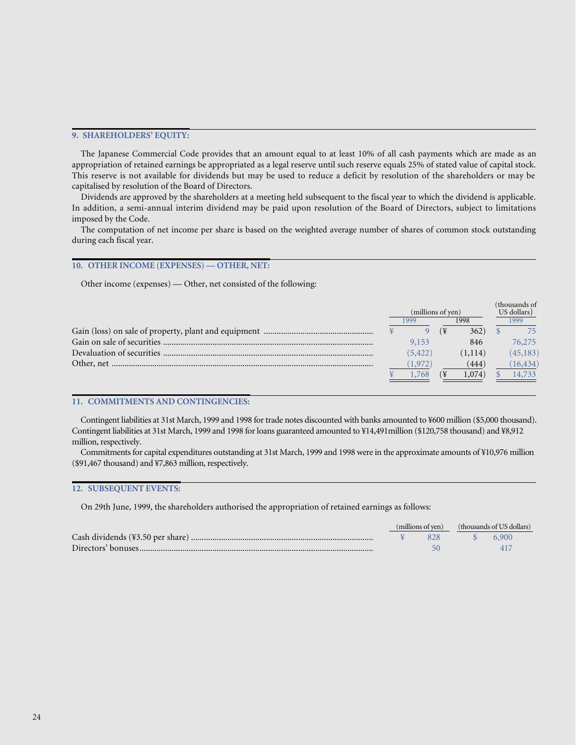## 9. SHAREHOLDERS' EQUITY:

The Japanese Commercial Code provides that an amount equal to at least 10% of all cash payments which are made as an appropriation of retained earnings be appropriated as a legal reserve until such reserve equals 25% of stated value of capital stock. This reserve is not available for dividends but may be used to reduce a deficit by resolution of the shareholders or may be capitalised by resolution of the Board of Directors.

Dividends are approved by the shareholders at a meeting held subsequent to the fiscal year to which the dividend is applicable. In addition, a semi-annual interim dividend may be paid upon resolution of the Board of Directors, subject to limitations imposed by the Code.

The computation of net income per share is based on the weighted average number of shares of common stock outstanding during each fiscal year.

## 10. OTHER INCOME (EXPENSES) — OTHER, NET:

Other income (expenses) — Other, net consisted of the following:

| | (millions of yen) | | (thousands of US dollars) |
|---|---|---|---|
| | 1999 | 1998 | 1999 |
| Gain (loss) on sale of property, plant and equipment | ¥ 9 | (¥ 362) | $ 75 |
| Gain on sale of securities | 9,153 | 846 | 76,275 |
| Devaluation of securities | (5,422) | (1,114) | (45,183) |
| Other, net | (1,972) | (444) | (16,434) |
| | ¥ 1,768 | (¥ 1,074) | $ 14,733 |

## 11. COMMITMENTS AND CONTINGENCIES:

Contingent liabilities at 31st March, 1999 and 1998 for trade notes discounted with banks amounted to ¥600 million ($5,000 thousand). Contingent liabilities at 31st March, 1999 and 1998 for loans guaranteed amounted to ¥14,491million ($120,758 thousand) and ¥8,912 million, respectively.

Commitments for capital expenditures outstanding at 31st March, 1999 and 1998 were in the approximate amounts of ¥10,976 million ($91,467 thousand) and ¥7,863 million, respectively.

## 12. SUBSEQUENT EVENTS:

On 29th June, 1999, the shareholders authorised the appropriation of retained earnings as follows:

| | (millions of yen) | (thousands of US dollars) |
|---|---|---|
| Cash dividends (¥3.50 per share) | ¥ 828 | $ 6,900 |
| Directors' bonuses | 50 | 417 |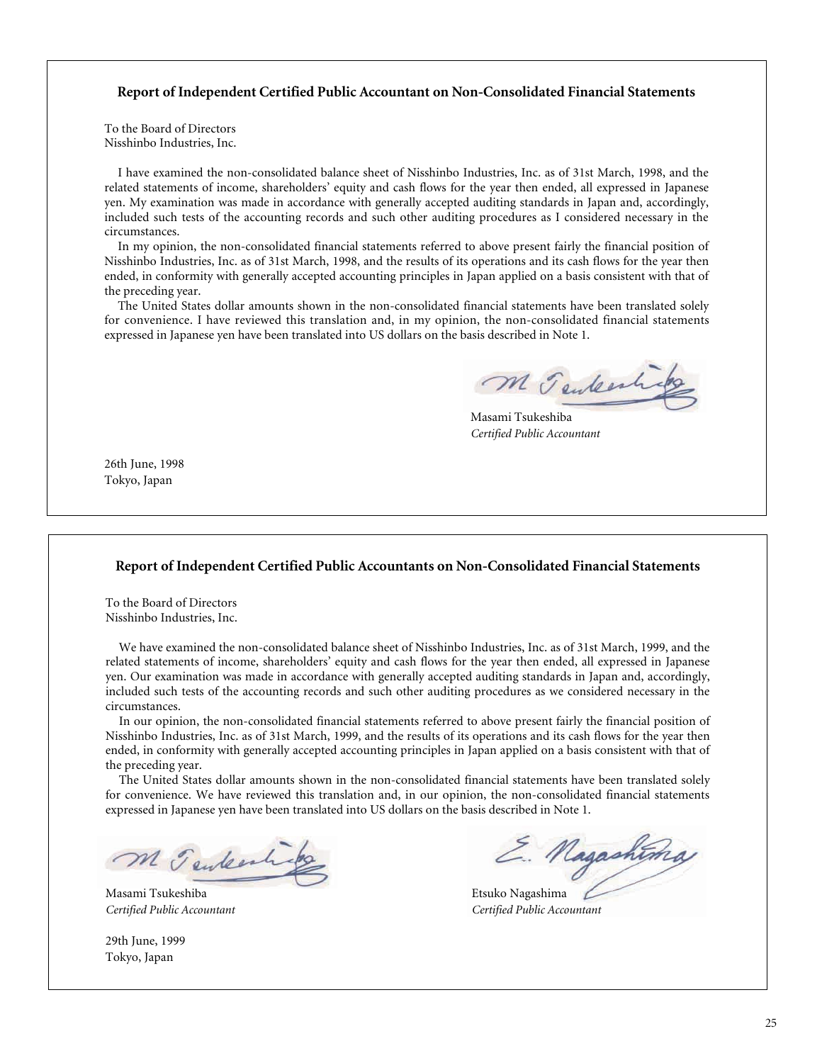## Report of Independent Certified Public Accountant on Non-Consolidated Financial Statements

To the Board of Directors
Nisshinbo Industries, Inc.

I have examined the non-consolidated balance sheet of Nisshinbo Industries, Inc. as of 31st March, 1998, and the related statements of income, shareholders' equity and cash flows for the year then ended, all expressed in Japanese yen. My examination was made in accordance with generally accepted auditing standards in Japan and, accordingly, included such tests of the accounting records and such other auditing procedures as I considered necessary in the circumstances.

In my opinion, the non-consolidated financial statements referred to above present fairly the financial position of Nisshinbo Industries, Inc. as of 31st March, 1998, and the results of its operations and its cash flows for the year then ended, in conformity with generally accepted accounting principles in Japan applied on a basis consistent with that of the preceding year.

The United States dollar amounts shown in the non-consolidated financial statements have been translated solely for convenience. I have reviewed this translation and, in my opinion, the non-consolidated financial statements expressed in Japanese yen have been translated into US dollars on the basis described in Note 1.

Masami Tsukeshiba
*Certified Public Accountant*

26th June, 1998
Tokyo, Japan

## Report of Independent Certified Public Accountants on Non-Consolidated Financial Statements

To the Board of Directors
Nisshinbo Industries, Inc.

We have examined the non-consolidated balance sheet of Nisshinbo Industries, Inc. as of 31st March, 1999, and the related statements of income, shareholders' equity and cash flows for the year then ended, all expressed in Japanese yen. Our examination was made in accordance with generally accepted auditing standards in Japan and, accordingly, included such tests of the accounting records and such other auditing procedures as we considered necessary in the circumstances.

In our opinion, the non-consolidated financial statements referred to above present fairly the financial position of Nisshinbo Industries, Inc. as of 31st March, 1999, and the results of its operations and its cash flows for the year then ended, in conformity with generally accepted accounting principles in Japan applied on a basis consistent with that of the preceding year.

The United States dollar amounts shown in the non-consolidated financial statements have been translated solely for convenience. We have reviewed this translation and, in our opinion, the non-consolidated financial statements expressed in Japanese yen have been translated into US dollars on the basis described in Note 1.

Masami Tsukeshiba
*Certified Public Accountant*

Etsuko Nagashima
*Certified Public Accountant*

29th June, 1999
Tokyo, Japan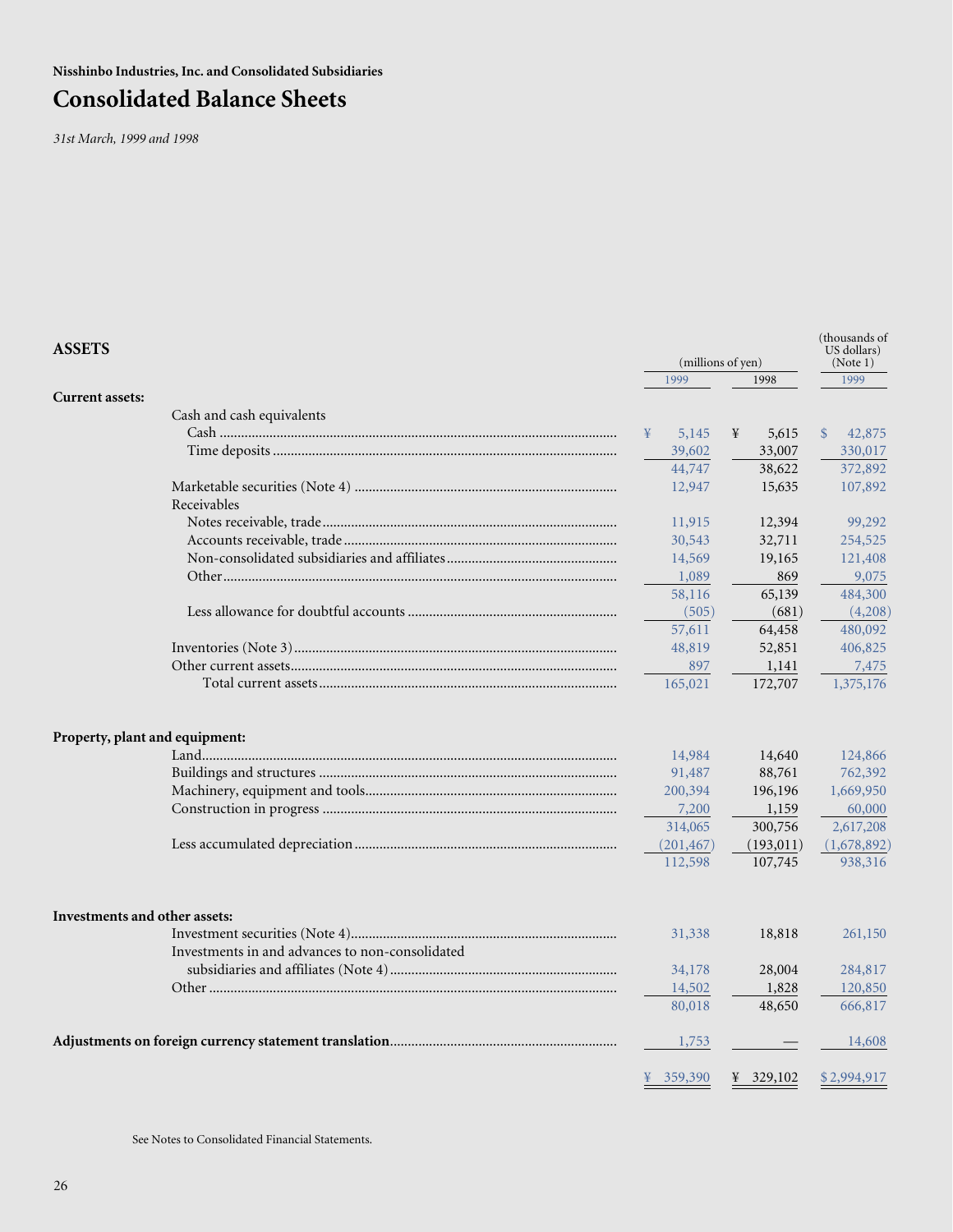**Nisshinbo Industries, Inc. and Consolidated Subsidiaries**

# Consolidated Balance Sheets

*31st March, 1999 and 1998*

| ASSETS | (millions of yen) | | (thousands of US dollars) (Note 1) |
|---|---|---|---|
| | 1999 | 1998 | 1999 |
| **Current assets:** | | | |
| Cash and cash equivalents | | | |
| Cash | ¥ 5,145 | ¥ 5,615 | $ 42,875 |
| Time deposits | 39,602 | 33,007 | 330,017 |
| | 44,747 | 38,622 | 372,892 |
| Marketable securities (Note 4) | 12,947 | 15,635 | 107,892 |
| Receivables | | | |
| Notes receivable, trade | 11,915 | 12,394 | 99,292 |
| Accounts receivable, trade | 30,543 | 32,711 | 254,525 |
| Non-consolidated subsidiaries and affiliates | 14,569 | 19,165 | 121,408 |
| Other | 1,089 | 869 | 9,075 |
| | 58,116 | 65,139 | 484,300 |
| Less allowance for doubtful accounts | (505) | (681) | (4,208) |
| | 57,611 | 64,458 | 480,092 |
| Inventories (Note 3) | 48,819 | 52,851 | 406,825 |
| Other current assets | 897 | 1,141 | 7,475 |
| Total current assets | 165,021 | 172,707 | 1,375,176 |
| **Property, plant and equipment:** | | | |
| Land | 14,984 | 14,640 | 124,866 |
| Buildings and structures | 91,487 | 88,761 | 762,392 |
| Machinery, equipment and tools | 200,394 | 196,196 | 1,669,950 |
| Construction in progress | 7,200 | 1,159 | 60,000 |
| | 314,065 | 300,756 | 2,617,208 |
| Less accumulated depreciation | (201,467) | (193,011) | (1,678,892) |
| | 112,598 | 107,745 | 938,316 |
| **Investments and other assets:** | | | |
| Investment securities (Note 4) | 31,338 | 18,818 | 261,150 |
| Investments in and advances to non-consolidated subsidiaries and affiliates (Note 4) | 34,178 | 28,004 | 284,817 |
| Other | 14,502 | 1,828 | 120,850 |
| | 80,018 | 48,650 | 666,817 |
| **Adjustments on foreign currency statement translation** | 1,753 | — | 14,608 |
| | ¥ 359,390 | ¥ 329,102 | $ 2,994,917 |

See Notes to Consolidated Financial Statements.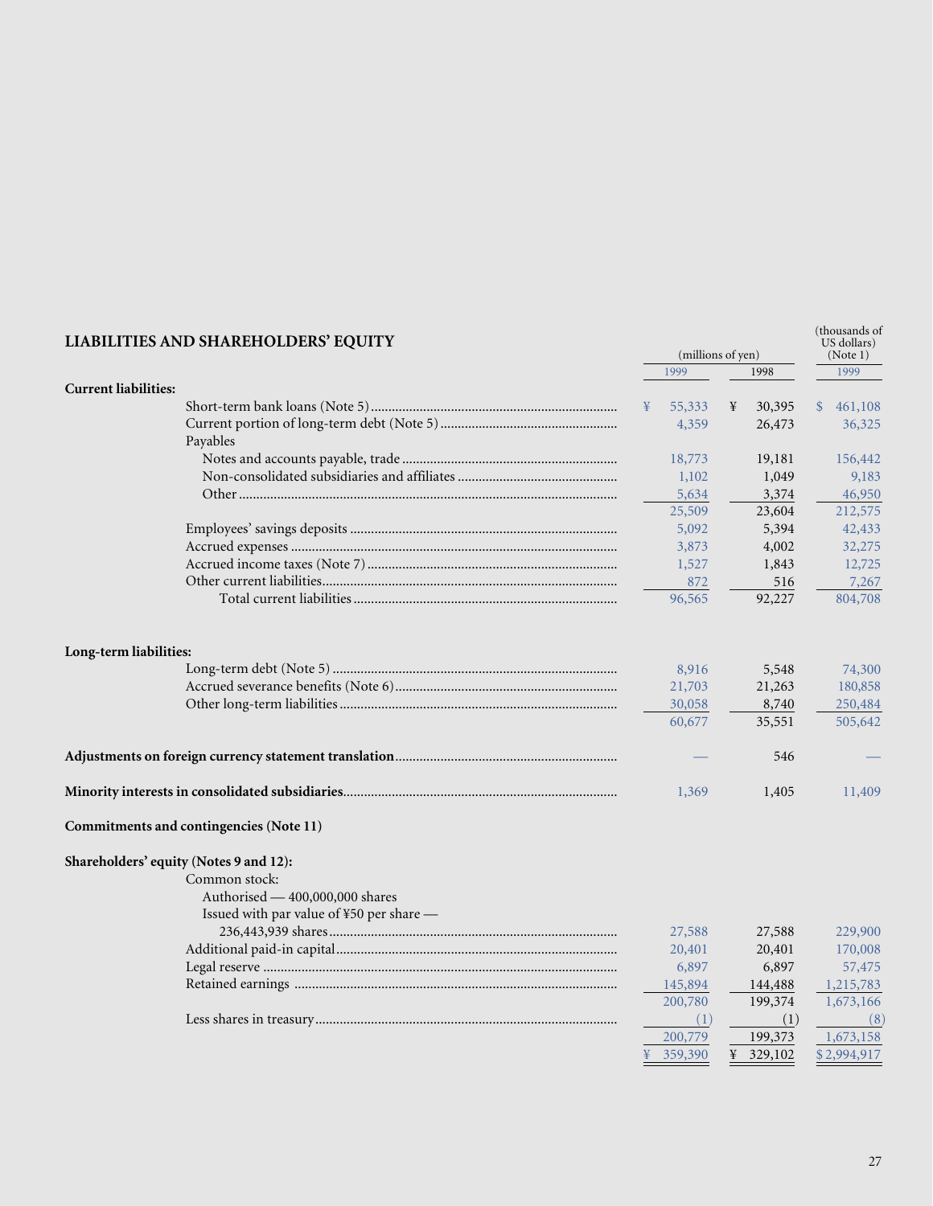## LIABILITIES AND SHAREHOLDERS' EQUITY

| | (millions of yen) | | (thousands of US dollars) (Note 1) |
|---|---|---|---|
| | 1999 | 1998 | 1999 |
| **Current liabilities:** | | | |
| Short-term bank loans (Note 5) | ¥ 55,333 | ¥ 30,395 | $ 461,108 |
| Current portion of long-term debt (Note 5) | 4,359 | 26,473 | 36,325 |
| Payables | | | |
| Notes and accounts payable, trade | 18,773 | 19,181 | 156,442 |
| Non-consolidated subsidiaries and affiliates | 1,102 | 1,049 | 9,183 |
| Other | 5,634 | 3,374 | 46,950 |
| | 25,509 | 23,604 | 212,575 |
| Employees' savings deposits | 5,092 | 5,394 | 42,433 |
| Accrued expenses | 3,873 | 4,002 | 32,275 |
| Accrued income taxes (Note 7) | 1,527 | 1,843 | 12,725 |
| Other current liabilities | 872 | 516 | 7,267 |
| Total current liabilities | 96,565 | 92,227 | 804,708 |
| **Long-term liabilities:** | | | |
| Long-term debt (Note 5) | 8,916 | 5,548 | 74,300 |
| Accrued severance benefits (Note 6) | 21,703 | 21,263 | 180,858 |
| Other long-term liabilities | 30,058 | 8,740 | 250,484 |
| | 60,677 | 35,551 | 505,642 |
| **Adjustments on foreign currency statement translation** | — | 546 | — |
| **Minority interests in consolidated subsidiaries** | 1,369 | 1,405 | 11,409 |
| **Commitments and contingencies (Note 11)** | | | |
| **Shareholders' equity (Notes 9 and 12):** | | | |
| Common stock: | | | |
| Authorised — 400,000,000 shares | | | |
| Issued with par value of ¥50 per share — 236,443,939 shares | 27,588 | 27,588 | 229,900 |
| Additional paid-in capital | 20,401 | 20,401 | 170,008 |
| Legal reserve | 6,897 | 6,897 | 57,475 |
| Retained earnings | 145,894 | 144,488 | 1,215,783 |
| | 200,780 | 199,374 | 1,673,166 |
| Less shares in treasury | (1) | (1) | (8) |
| | 200,779 | 199,373 | 1,673,158 |
| | ¥ 359,390 | ¥ 329,102 | $ 2,994,917 |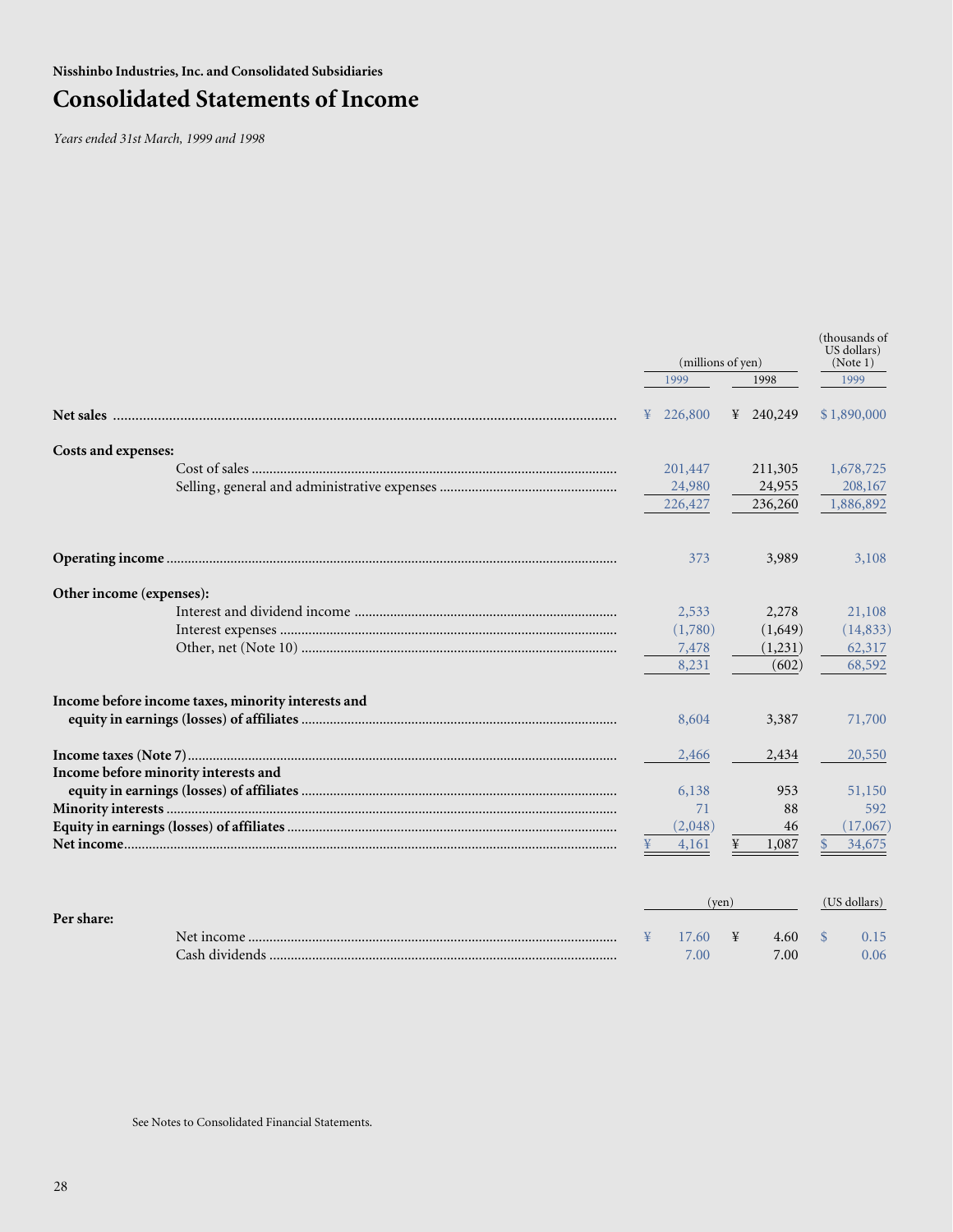**Nisshinbo Industries, Inc. and Consolidated Subsidiaries**

# Consolidated Statements of Income

*Years ended 31st March, 1999 and 1998*

| | (millions of yen) | | (thousands of US dollars) (Note 1) |
|---|---|---|---|
| | 1999 | 1998 | 1999 |
| **Net sales** | ¥ 226,800 | ¥ 240,249 | $ 1,890,000 |
| **Costs and expenses:** | | | |
| Cost of sales | 201,447 | 211,305 | 1,678,725 |
| Selling, general and administrative expenses | 24,980 | 24,955 | 208,167 |
| | 226,427 | 236,260 | 1,886,892 |
| **Operating income** | 373 | 3,989 | 3,108 |
| **Other income (expenses):** | | | |
| Interest and dividend income | 2,533 | 2,278 | 21,108 |
| Interest expenses | (1,780) | (1,649) | (14,833) |
| Other, net (Note 10) | 7,478 | (1,231) | 62,317 |
| | 8,231 | (602) | 68,592 |
| **Income before income taxes, minority interests and equity in earnings (losses) of affiliates** | 8,604 | 3,387 | 71,700 |
| **Income taxes (Note 7)** | 2,466 | 2,434 | 20,550 |
| **Income before minority interests and equity in earnings (losses) of affiliates** | 6,138 | 953 | 51,150 |
| **Minority interests** | 71 | 88 | 592 |
| **Equity in earnings (losses) of affiliates** | (2,048) | 46 | (17,067) |
| **Net income** | ¥ 4,161 | ¥ 1,087 | $ 34,675 |

| | (yen) | | (US dollars) |
|---|---|---|---|
| **Per share:** | | | |
| Net income | ¥ 17.60 | ¥ 4.60 | $ 0.15 |
| Cash dividends | 7.00 | 7.00 | 0.06 |

See Notes to Consolidated Financial Statements.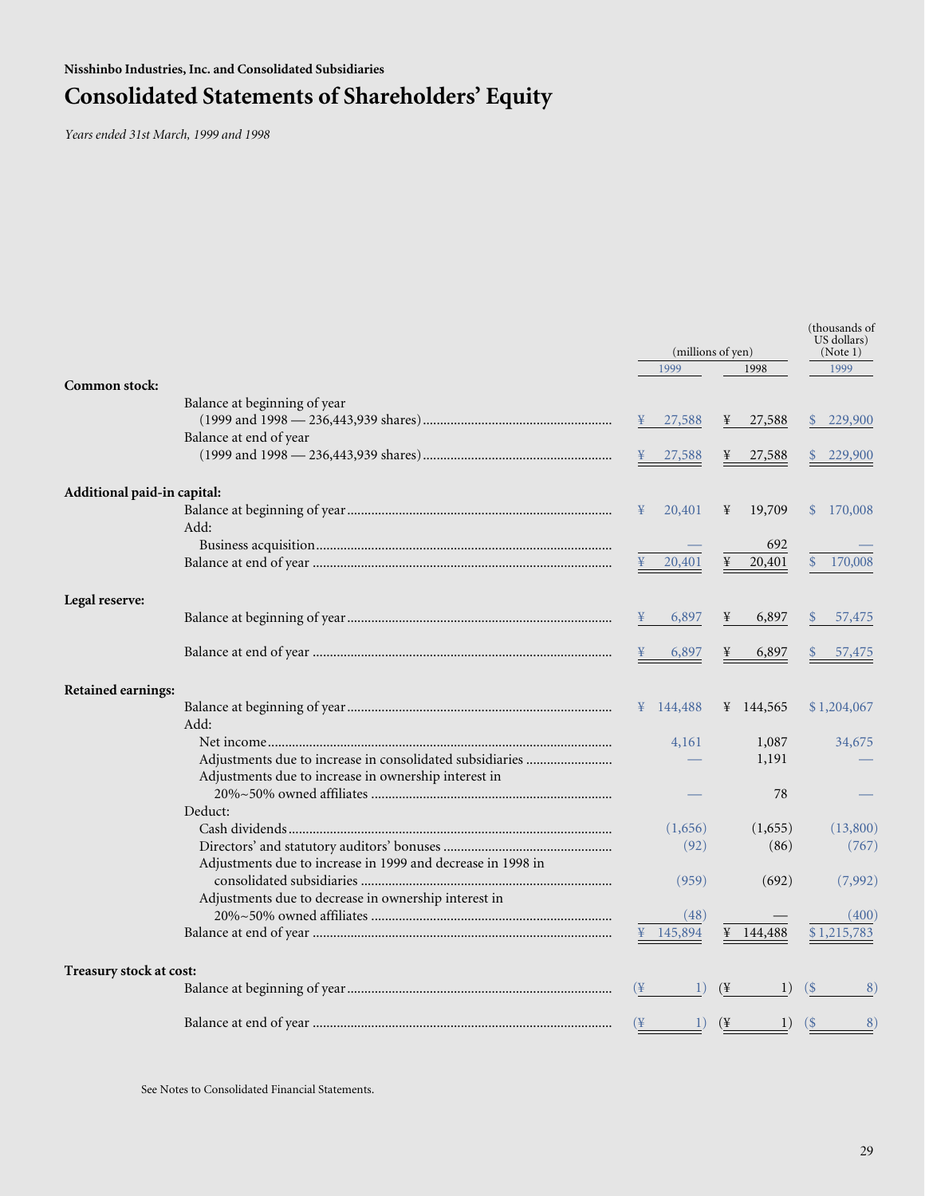Nisshinbo Industries, Inc. and Consolidated Subsidiaries

# Consolidated Statements of Shareholders' Equity

*Years ended 31st March, 1999 and 1998*

| | (millions of yen) | | (thousands of US dollars) (Note 1) |
|---|---|---|---|
| | 1999 | 1998 | 1999 |
| **Common stock:** | | | |
| Balance at beginning of year (1999 and 1998 — 236,443,939 shares) | ¥ 27,588 | ¥ 27,588 | $ 229,900 |
| Balance at end of year (1999 and 1998 — 236,443,939 shares) | ¥ 27,588 | ¥ 27,588 | $ 229,900 |
| **Additional paid-in capital:** | | | |
| Balance at beginning of year | ¥ 20,401 | ¥ 19,709 | $ 170,008 |
| Add: | | | |
| Business acquisition | — | 692 | — |
| Balance at end of year | ¥ 20,401 | ¥ 20,401 | $ 170,008 |
| **Legal reserve:** | | | |
| Balance at beginning of year | ¥ 6,897 | ¥ 6,897 | $ 57,475 |
| Balance at end of year | ¥ 6,897 | ¥ 6,897 | $ 57,475 |
| **Retained earnings:** | | | |
| Balance at beginning of year | ¥ 144,488 | ¥ 144,565 | $ 1,204,067 |
| Add: | | | |
| Net income | 4,161 | 1,087 | 34,675 |
| Adjustments due to increase in consolidated subsidiaries | — | 1,191 | — |
| Adjustments due to increase in ownership interest in 20%~50% owned affiliates | — | 78 | — |
| Deduct: | | | |
| Cash dividends | (1,656) | (1,655) | (13,800) |
| Directors' and statutory auditors' bonuses | (92) | (86) | (767) |
| Adjustments due to increase in 1999 and decrease in 1998 in consolidated subsidiaries | (959) | (692) | (7,992) |
| Adjustments due to decrease in ownership interest in 20%~50% owned affiliates | (48) | — | (400) |
| Balance at end of year | ¥ 145,894 | ¥ 144,488 | $ 1,215,783 |
| **Treasury stock at cost:** | | | |
| Balance at beginning of year | (¥ 1) | (¥ 1) | ($ 8) |
| Balance at end of year | (¥ 1) | (¥ 1) | ($ 8) |

See Notes to Consolidated Financial Statements.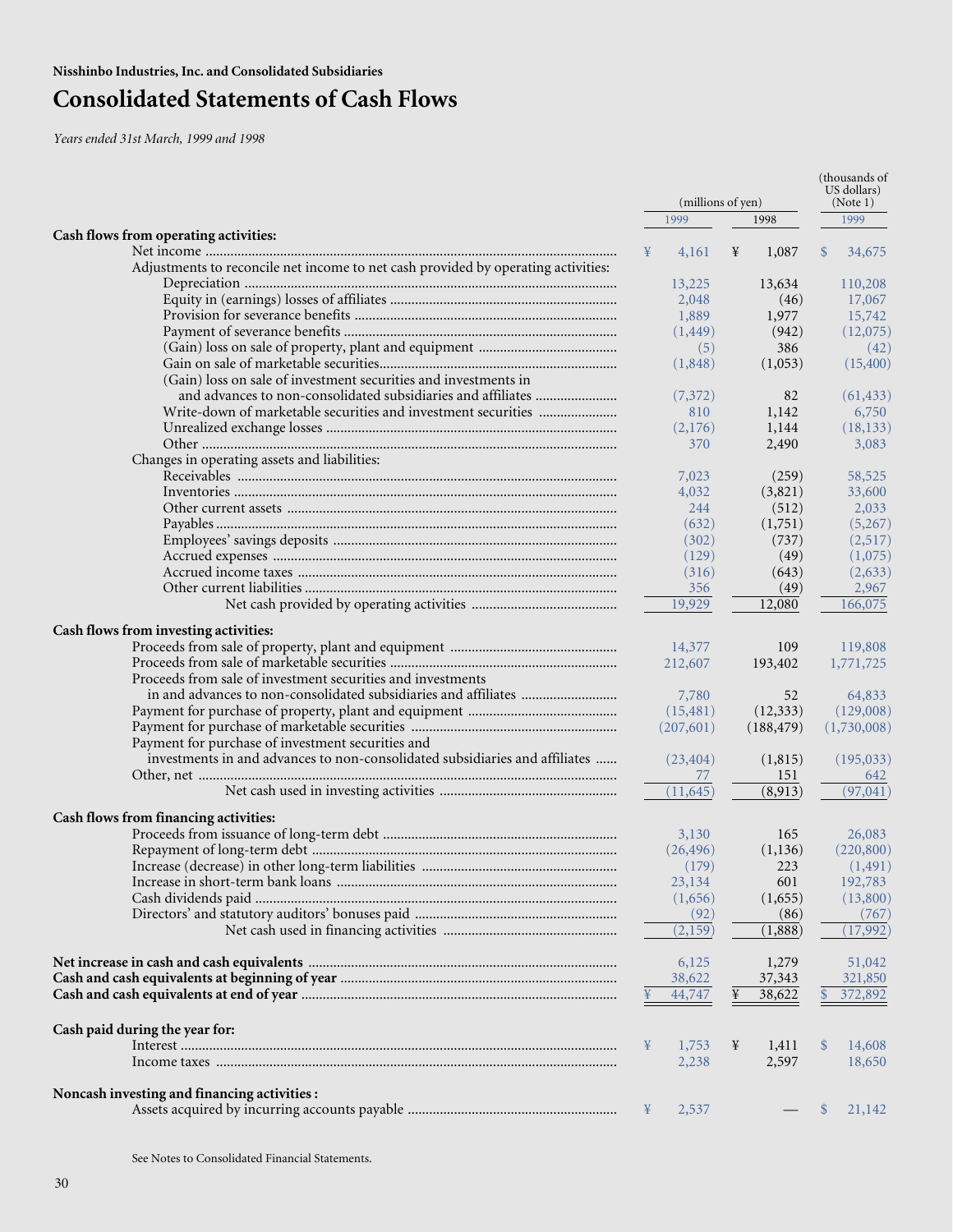Nisshinbo Industries, Inc. and Consolidated Subsidiaries

# Consolidated Statements of Cash Flows

*Years ended 31st March, 1999 and 1998*

| | (millions of yen) | | (thousands of US dollars) (Note 1) |
|---|---|---|---|
| | 1999 | 1998 | 1999 |
| **Cash flows from operating activities:** | | | |
| Net income | ¥ 4,161 | ¥ 1,087 | $ 34,675 |
| Adjustments to reconcile net income to net cash provided by operating activities: | | | |
| Depreciation | 13,225 | 13,634 | 110,208 |
| Equity in (earnings) losses of affiliates | 2,048 | (46) | 17,067 |
| Provision for severance benefits | 1,889 | 1,977 | 15,742 |
| Payment of severance benefits | (1,449) | (942) | (12,075) |
| (Gain) loss on sale of property, plant and equipment | (5) | 386 | (42) |
| Gain on sale of marketable securities | (1,848) | (1,053) | (15,400) |
| (Gain) loss on sale of investment securities and investments in and advances to non-consolidated subsidiaries and affiliates | (7,372) | 82 | (61,433) |
| Write-down of marketable securities and investment securities | 810 | 1,142 | 6,750 |
| Unrealized exchange losses | (2,176) | 1,144 | (18,133) |
| Other | 370 | 2,490 | 3,083 |
| Changes in operating assets and liabilities: | | | |
| Receivables | 7,023 | (259) | 58,525 |
| Inventories | 4,032 | (3,821) | 33,600 |
| Other current assets | 244 | (512) | 2,033 |
| Payables | (632) | (1,751) | (5,267) |
| Employees' savings deposits | (302) | (737) | (2,517) |
| Accrued expenses | (129) | (49) | (1,075) |
| Accrued income taxes | (316) | (643) | (2,633) |
| Other current liabilities | 356 | (49) | 2,967 |
| Net cash provided by operating activities | 19,929 | 12,080 | 166,075 |
| **Cash flows from investing activities:** | | | |
| Proceeds from sale of property, plant and equipment | 14,377 | 109 | 119,808 |
| Proceeds from sale of marketable securities | 212,607 | 193,402 | 1,771,725 |
| Proceeds from sale of investment securities and investments in and advances to non-consolidated subsidiaries and affiliates | 7,780 | 52 | 64,833 |
| Payment for purchase of property, plant and equipment | (15,481) | (12,333) | (129,008) |
| Payment for purchase of marketable securities | (207,601) | (188,479) | (1,730,008) |
| Payment for purchase of investment securities and investments in and advances to non-consolidated subsidiaries and affiliates | (23,404) | (1,815) | (195,033) |
| Other, net | 77 | 151 | 642 |
| Net cash used in investing activities | (11,645) | (8,913) | (97,041) |
| **Cash flows from financing activities:** | | | |
| Proceeds from issuance of long-term debt | 3,130 | 165 | 26,083 |
| Repayment of long-term debt | (26,496) | (1,136) | (220,800) |
| Increase (decrease) in other long-term liabilities | (179) | 223 | (1,491) |
| Increase in short-term bank loans | 23,134 | 601 | 192,783 |
| Cash dividends paid | (1,656) | (1,655) | (13,800) |
| Directors' and statutory auditors' bonuses paid | (92) | (86) | (767) |
| Net cash used in financing activities | (2,159) | (1,888) | (17,992) |
| **Net increase in cash and cash equivalents** | 6,125 | 1,279 | 51,042 |
| **Cash and cash equivalents at beginning of year** | 38,622 | 37,343 | 321,850 |
| **Cash and cash equivalents at end of year** | ¥ 44,747 | ¥ 38,622 | $ 372,892 |
| **Cash paid during the year for:** | | | |
| Interest | ¥ 1,753 | ¥ 1,411 | $ 14,608 |
| Income taxes | 2,238 | 2,597 | 18,650 |
| **Noncash investing and financing activities :** | | | |
| Assets acquired by incurring accounts payable | ¥ 2,537 | — | $ 21,142 |

See Notes to Consolidated Financial Statements.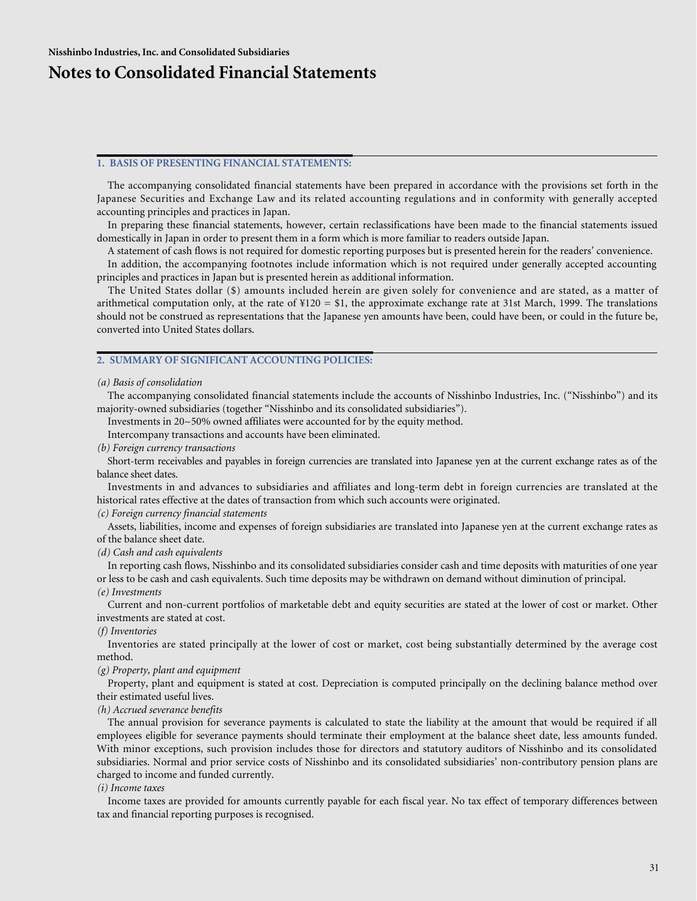Nisshinbo Industries, Inc. and Consolidated Subsidiaries

# Notes to Consolidated Financial Statements

## 1. BASIS OF PRESENTING FINANCIAL STATEMENTS:

The accompanying consolidated financial statements have been prepared in accordance with the provisions set forth in the Japanese Securities and Exchange Law and its related accounting regulations and in conformity with generally accepted accounting principles and practices in Japan.

In preparing these financial statements, however, certain reclassifications have been made to the financial statements issued domestically in Japan in order to present them in a form which is more familiar to readers outside Japan.

A statement of cash flows is not required for domestic reporting purposes but is presented herein for the readers' convenience.

In addition, the accompanying footnotes include information which is not required under generally accepted accounting principles and practices in Japan but is presented herein as additional information.

The United States dollar ($) amounts included herein are given solely for convenience and are stated, as a matter of arithmetical computation only, at the rate of ¥120 = $1, the approximate exchange rate at 31st March, 1999. The translations should not be construed as representations that the Japanese yen amounts have been, could have been, or could in the future be, converted into United States dollars.

## 2. SUMMARY OF SIGNIFICANT ACCOUNTING POLICIES:

*(a) Basis of consolidation*

The accompanying consolidated financial statements include the accounts of Nisshinbo Industries, Inc. ("Nisshinbo") and its majority-owned subsidiaries (together "Nisshinbo and its consolidated subsidiaries").

Investments in 20~50% owned affiliates were accounted for by the equity method.

Intercompany transactions and accounts have been eliminated.

*(b) Foreign currency transactions*

Short-term receivables and payables in foreign currencies are translated into Japanese yen at the current exchange rates as of the balance sheet dates.

Investments in and advances to subsidiaries and affiliates and long-term debt in foreign currencies are translated at the historical rates effective at the dates of transaction from which such accounts were originated.

*(c) Foreign currency financial statements*

Assets, liabilities, income and expenses of foreign subsidiaries are translated into Japanese yen at the current exchange rates as of the balance sheet date.

*(d) Cash and cash equivalents*

In reporting cash flows, Nisshinbo and its consolidated subsidiaries consider cash and time deposits with maturities of one year or less to be cash and cash equivalents. Such time deposits may be withdrawn on demand without diminution of principal.

*(e) Investments*

Current and non-current portfolios of marketable debt and equity securities are stated at the lower of cost or market. Other investments are stated at cost.

*(f) Inventories*

Inventories are stated principally at the lower of cost or market, cost being substantially determined by the average cost method.

*(g) Property, plant and equipment*

Property, plant and equipment is stated at cost. Depreciation is computed principally on the declining balance method over their estimated useful lives.

*(h) Accrued severance benefits*

The annual provision for severance payments is calculated to state the liability at the amount that would be required if all employees eligible for severance payments should terminate their employment at the balance sheet date, less amounts funded. With minor exceptions, such provision includes those for directors and statutory auditors of Nisshinbo and its consolidated subsidiaries. Normal and prior service costs of Nisshinbo and its consolidated subsidiaries' non-contributory pension plans are charged to income and funded currently.

*(i) Income taxes*

Income taxes are provided for amounts currently payable for each fiscal year. No tax effect of temporary differences between tax and financial reporting purposes is recognised.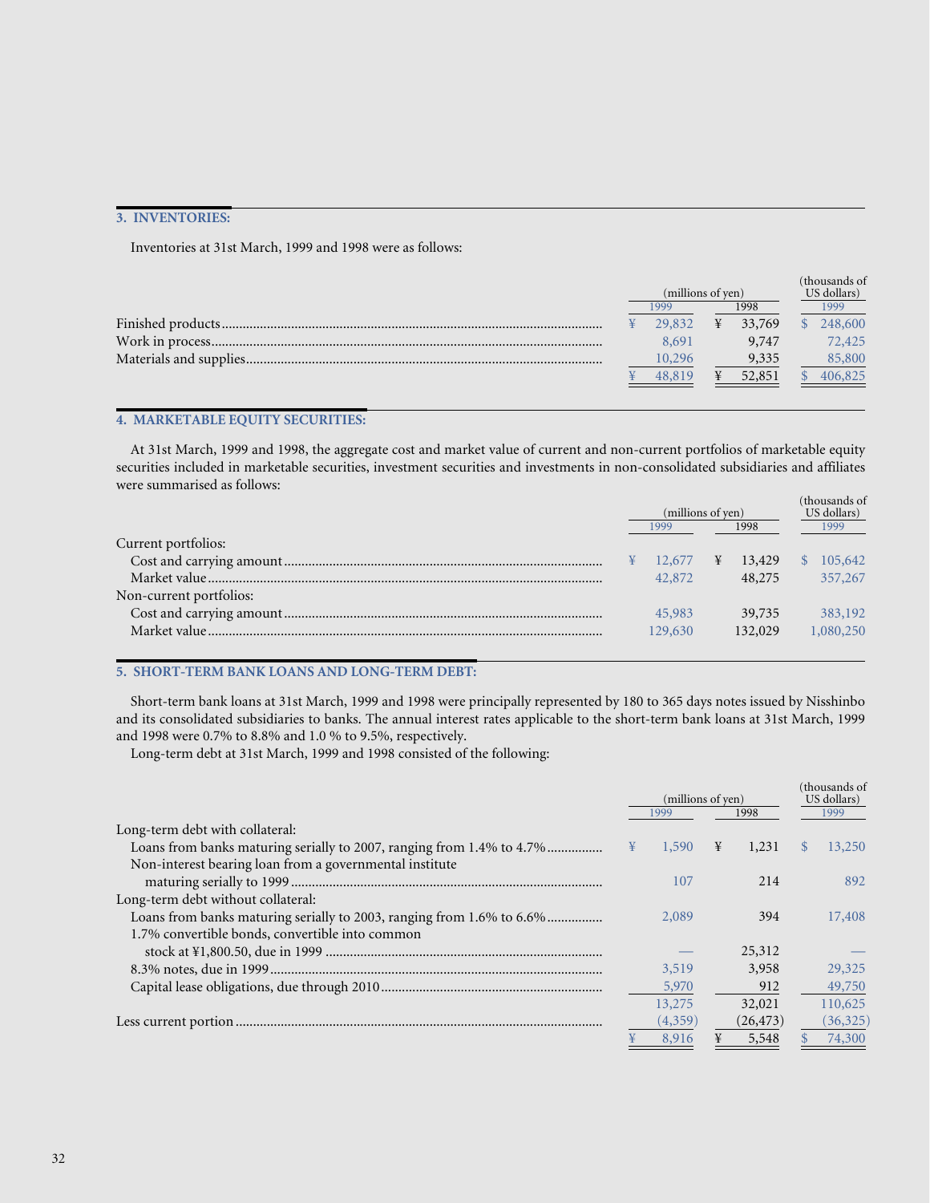## 3. INVENTORIES:

Inventories at 31st March, 1999 and 1998 were as follows:

| | (millions of yen) | | (thousands of US dollars) |
|---|---|---|---|
| | 1999 | 1998 | 1999 |
| Finished products | ¥ 29,832 | ¥ 33,769 | $ 248,600 |
| Work in process | 8,691 | 9,747 | 72,425 |
| Materials and supplies | 10,296 | 9,335 | 85,800 |
| | ¥ 48,819 | ¥ 52,851 | $ 406,825 |

## 4. MARKETABLE EQUITY SECURITIES:

At 31st March, 1999 and 1998, the aggregate cost and market value of current and non-current portfolios of marketable equity securities included in marketable securities, investment securities and investments in non-consolidated subsidiaries and affiliates were summarised as follows:

| | (millions of yen) | | (thousands of US dollars) |
|---|---|---|---|
| | 1999 | 1998 | 1999 |
| Current portfolios: | | | |
| Cost and carrying amount | ¥ 12,677 | ¥ 13,429 | $ 105,642 |
| Market value | 42,872 | 48,275 | 357,267 |
| Non-current portfolios: | | | |
| Cost and carrying amount | 45,983 | 39,735 | 383,192 |
| Market value | 129,630 | 132,029 | 1,080,250 |

## 5. SHORT-TERM BANK LOANS AND LONG-TERM DEBT:

Short-term bank loans at 31st March, 1999 and 1998 were principally represented by 180 to 365 days notes issued by Nisshinbo and its consolidated subsidiaries to banks. The annual interest rates applicable to the short-term bank loans at 31st March, 1999 and 1998 were 0.7% to 8.8% and 1.0 % to 9.5%, respectively.

Long-term debt at 31st March, 1999 and 1998 consisted of the following:

| | (millions of yen) | | (thousands of US dollars) |
|---|---|---|---|
| | 1999 | 1998 | 1999 |
| Long-term debt with collateral: | | | |
| Loans from banks maturing serially to 2007, ranging from 1.4% to 4.7% | ¥ 1,590 | ¥ 1,231 | $ 13,250 |
| Non-interest bearing loan from a governmental institute maturing serially to 1999 | 107 | 214 | 892 |
| Long-term debt without collateral: | | | |
| Loans from banks maturing serially to 2003, ranging from 1.6% to 6.6% | 2,089 | 394 | 17,408 |
| 1.7% convertible bonds, convertible into common stock at ¥1,800.50, due in 1999 | — | 25,312 | — |
| 8.3% notes, due in 1999 | 3,519 | 3,958 | 29,325 |
| Capital lease obligations, due through 2010 | 5,970 | 912 | 49,750 |
| | 13,275 | 32,021 | 110,625 |
| Less current portion | (4,359) | (26,473) | (36,325) |
| | ¥ 8,916 | ¥ 5,548 | $ 74,300 |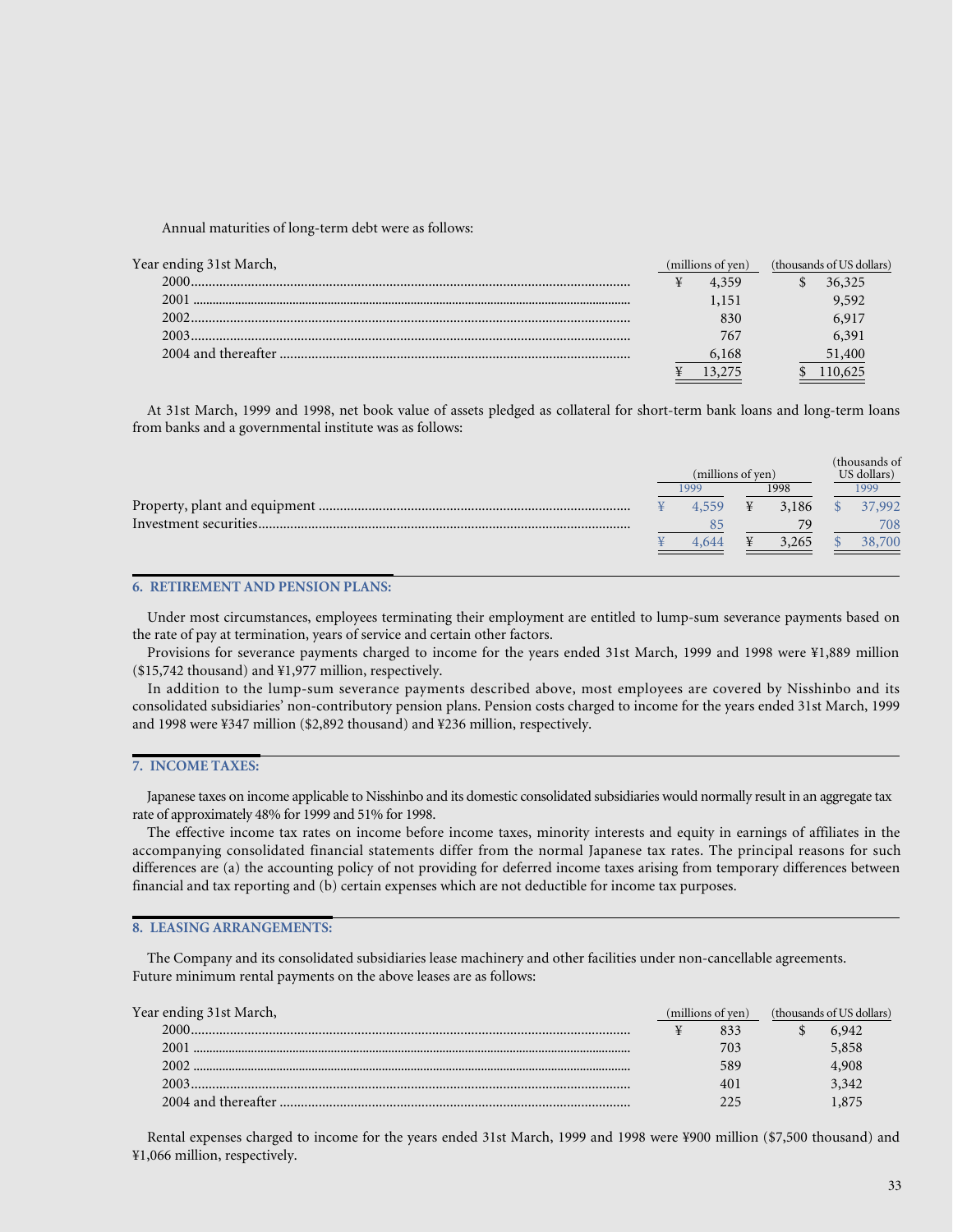Annual maturities of long-term debt were as follows:

| Year ending 31st March, | (millions of yen) | (thousands of US dollars) |
|---|---|---|
| 2000 | ¥ 4,359 | $ 36,325 |
| 2001 | 1,151 | 9,592 |
| 2002 | 830 | 6,917 |
| 2003 | 767 | 6,391 |
| 2004 and thereafter | 6,168 | 51,400 |
| | ¥ 13,275 | $ 110,625 |

At 31st March, 1999 and 1998, net book value of assets pledged as collateral for short-term bank loans and long-term loans from banks and a governmental institute was as follows:

| | (millions of yen) | | (thousands of US dollars) |
|---|---|---|---|
| | 1999 | 1998 | 1999 |
| Property, plant and equipment | ¥ 4,559 | ¥ 3,186 | $ 37,992 |
| Investment securities | 85 | 79 | 708 |
| | ¥ 4,644 | ¥ 3,265 | $ 38,700 |

## 6. RETIREMENT AND PENSION PLANS:

Under most circumstances, employees terminating their employment are entitled to lump-sum severance payments based on the rate of pay at termination, years of service and certain other factors.

Provisions for severance payments charged to income for the years ended 31st March, 1999 and 1998 were ¥1,889 million ($15,742 thousand) and ¥1,977 million, respectively.

In addition to the lump-sum severance payments described above, most employees are covered by Nisshinbo and its consolidated subsidiaries' non-contributory pension plans. Pension costs charged to income for the years ended 31st March, 1999 and 1998 were ¥347 million ($2,892 thousand) and ¥236 million, respectively.

## 7. INCOME TAXES:

Japanese taxes on income applicable to Nisshinbo and its domestic consolidated subsidiaries would normally result in an aggregate tax rate of approximately 48% for 1999 and 51% for 1998.

The effective income tax rates on income before income taxes, minority interests and equity in earnings of affiliates in the accompanying consolidated financial statements differ from the normal Japanese tax rates. The principal reasons for such differences are (a) the accounting policy of not providing for deferred income taxes arising from temporary differences between financial and tax reporting and (b) certain expenses which are not deductible for income tax purposes.

## 8. LEASING ARRANGEMENTS:

The Company and its consolidated subsidiaries lease machinery and other facilities under non-cancellable agreements. Future minimum rental payments on the above leases are as follows:

| Year ending 31st March, | (millions of yen) | (thousands of US dollars) |
|---|---|---|
| 2000 | ¥ 833 | $ 6,942 |
| 2001 | 703 | 5,858 |
| 2002 | 589 | 4,908 |
| 2003 | 401 | 3,342 |
| 2004 and thereafter | 225 | 1,875 |

Rental expenses charged to income for the years ended 31st March, 1999 and 1998 were ¥900 million ($7,500 thousand) and ¥1,066 million, respectively.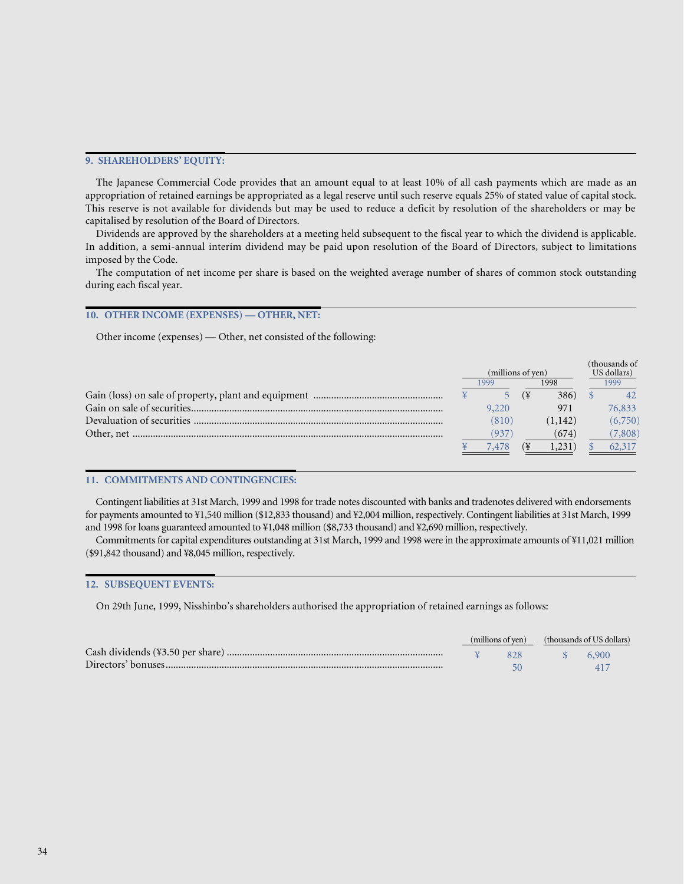## 9. SHAREHOLDERS' EQUITY:

The Japanese Commercial Code provides that an amount equal to at least 10% of all cash payments which are made as an appropriation of retained earnings be appropriated as a legal reserve until such reserve equals 25% of stated value of capital stock. This reserve is not available for dividends but may be used to reduce a deficit by resolution of the shareholders or may be capitalised by resolution of the Board of Directors.

Dividends are approved by the shareholders at a meeting held subsequent to the fiscal year to which the dividend is applicable. In addition, a semi-annual interim dividend may be paid upon resolution of the Board of Directors, subject to limitations imposed by the Code.

The computation of net income per share is based on the weighted average number of shares of common stock outstanding during each fiscal year.

## 10. OTHER INCOME (EXPENSES) — OTHER, NET:

Other income (expenses) — Other, net consisted of the following:

| | (millions of yen) | | (thousands of US dollars) |
|---|---|---|---|
| | 1999 | 1998 | 1999 |
| Gain (loss) on sale of property, plant and equipment | ¥ 5 | (¥ 386) | $ 42 |
| Gain on sale of securities | 9,220 | 971 | 76,833 |
| Devaluation of securities | (810) | (1,142) | (6,750) |
| Other, net | (937) | (674) | (7,808) |
| | ¥ 7,478 | (¥ 1,231) | $ 62,317 |

## 11. COMMITMENTS AND CONTINGENCIES:

Contingent liabilities at 31st March, 1999 and 1998 for trade notes discounted with banks and tradenotes delivered with endorsements for payments amounted to ¥1,540 million ($12,833 thousand) and ¥2,004 million, respectively. Contingent liabilities at 31st March, 1999 and 1998 for loans guaranteed amounted to ¥1,048 million ($8,733 thousand) and ¥2,690 million, respectively.

Commitments for capital expenditures outstanding at 31st March, 1999 and 1998 were in the approximate amounts of ¥11,021 million ($91,842 thousand) and ¥8,045 million, respectively.

## 12. SUBSEQUENT EVENTS:

On 29th June, 1999, Nisshinbo's shareholders authorised the appropriation of retained earnings as follows:

| | (millions of yen) | (thousands of US dollars) |
|---|---|---|
| Cash dividends (¥3.50 per share) | ¥ 828 | $ 6,900 |
| Directors' bonuses | 50 | 417 |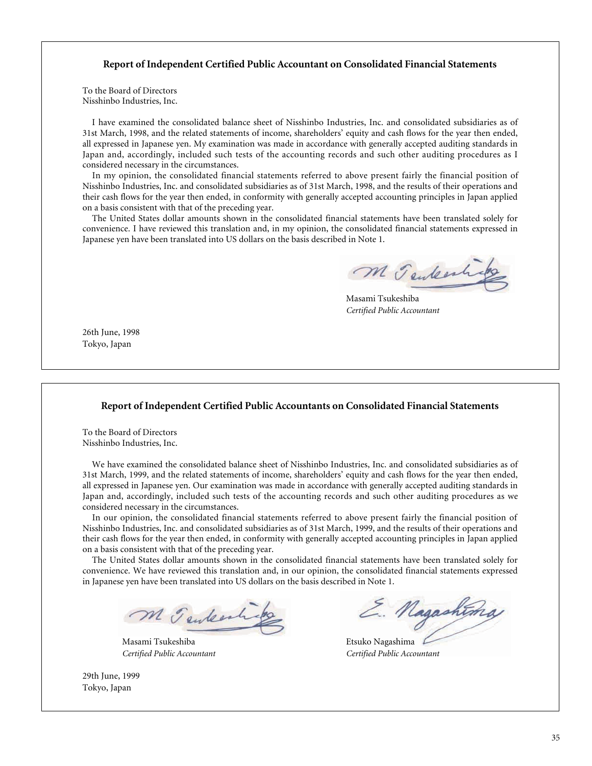## Report of Independent Certified Public Accountant on Consolidated Financial Statements

To the Board of Directors
Nisshinbo Industries, Inc.

I have examined the consolidated balance sheet of Nisshinbo Industries, Inc. and consolidated subsidiaries as of 31st March, 1998, and the related statements of income, shareholders' equity and cash flows for the year then ended, all expressed in Japanese yen. My examination was made in accordance with generally accepted auditing standards in Japan and, accordingly, included such tests of the accounting records and such other auditing procedures as I considered necessary in the circumstances.

In my opinion, the consolidated financial statements referred to above present fairly the financial position of Nisshinbo Industries, Inc. and consolidated subsidiaries as of 31st March, 1998, and the results of their operations and their cash flows for the year then ended, in conformity with generally accepted accounting principles in Japan applied on a basis consistent with that of the preceding year.

The United States dollar amounts shown in the consolidated financial statements have been translated solely for convenience. I have reviewed this translation and, in my opinion, the consolidated financial statements expressed in Japanese yen have been translated into US dollars on the basis described in Note 1.

Masami Tsukeshiba
*Certified Public Accountant*

26th June, 1998
Tokyo, Japan

## Report of Independent Certified Public Accountants on Consolidated Financial Statements

To the Board of Directors
Nisshinbo Industries, Inc.

We have examined the consolidated balance sheet of Nisshinbo Industries, Inc. and consolidated subsidiaries as of 31st March, 1999, and the related statements of income, shareholders' equity and cash flows for the year then ended, all expressed in Japanese yen. Our examination was made in accordance with generally accepted auditing standards in Japan and, accordingly, included such tests of the accounting records and such other auditing procedures as we considered necessary in the circumstances.

In our opinion, the consolidated financial statements referred to above present fairly the financial position of Nisshinbo Industries, Inc. and consolidated subsidiaries as of 31st March, 1999, and the results of their operations and their cash flows for the year then ended, in conformity with generally accepted accounting principles in Japan applied on a basis consistent with that of the preceding year.

The United States dollar amounts shown in the consolidated financial statements have been translated solely for convenience. We have reviewed this translation and, in our opinion, the consolidated financial statements expressed in Japanese yen have been translated into US dollars on the basis described in Note 1.

Masami Tsukeshiba
*Certified Public Accountant*

Etsuko Nagashima
*Certified Public Accountant*

29th June, 1999
Tokyo, Japan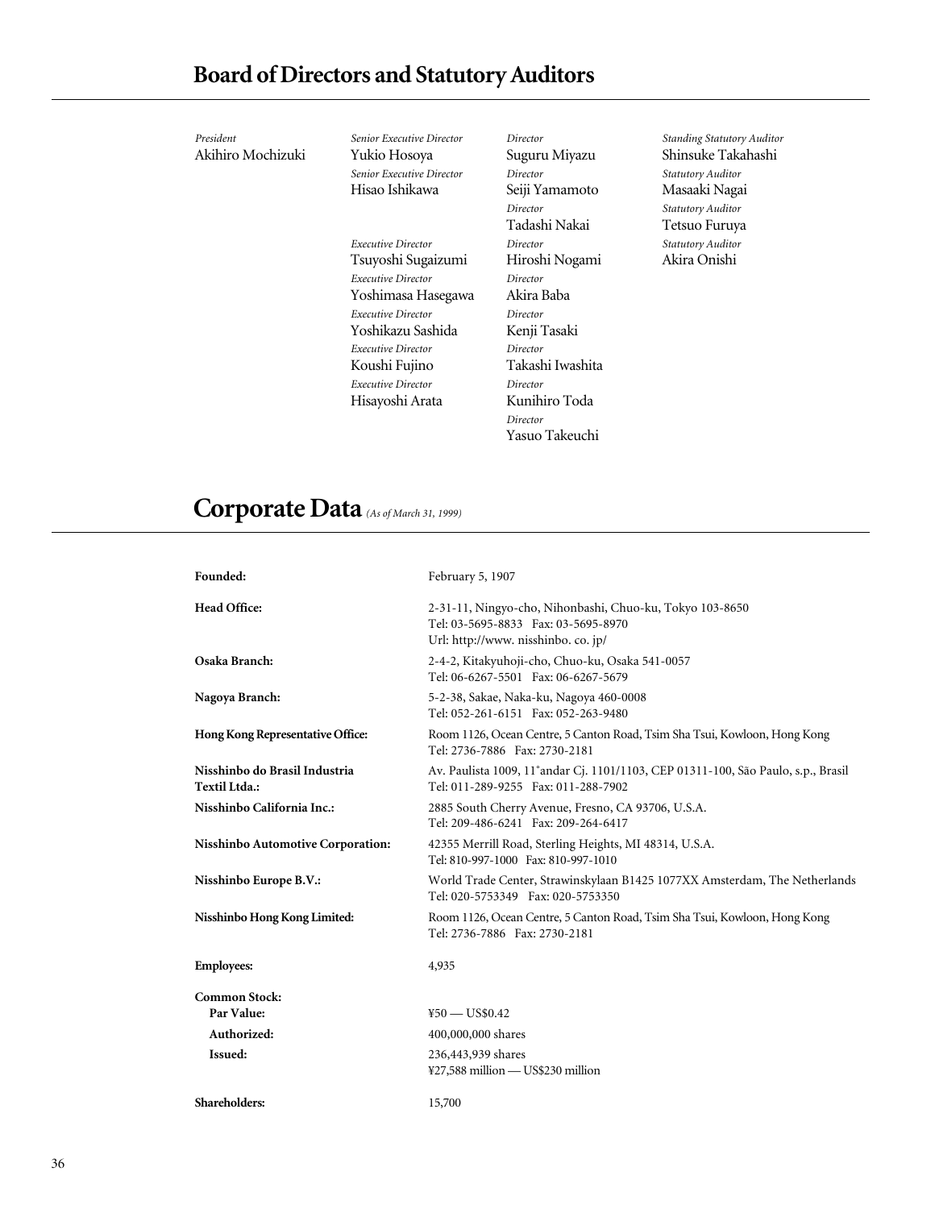# Board of Directors and Statutory Auditors

*President*
Akihiro Mochizuki

*Senior Executive Director*
Yukio Hosoya

*Senior Executive Director*
Hisao Ishikawa

*Executive Director*
Tsuyoshi Sugaizumi

*Executive Director*
Yoshimasa Hasegawa

*Executive Director*
Yoshikazu Sashida

*Executive Director*
Koushi Fujino

*Executive Director*
Hisayoshi Arata

*Director*
Suguru Miyazu

*Director*
Seiji Yamamoto

*Director*
Tadashi Nakai

*Director*
Hiroshi Nogami

*Director*
Akira Baba

*Director*
Kenji Tasaki

*Director*
Takashi Iwashita

*Director*
Kunihiro Toda

*Director*
Yasuo Takeuchi

*Standing Statutory Auditor*
Shinsuke Takahashi

*Statutory Auditor*
Masaaki Nagai

*Statutory Auditor*
Tetsuo Furuya

*Statutory Auditor*
Akira Onishi

# Corporate Data *(As of March 31, 1999)*

| | |
|---|---|
| **Founded:** | February 5, 1907 |
| **Head Office:** | 2-31-11, Ningyo-cho, Nihonbashi, Chuo-ku, Tokyo 103-8650<br>Tel: 03-5695-8833 Fax: 03-5695-8970<br>Url: http://www. nisshinbo. co. jp/ |
| **Osaka Branch:** | 2-4-2, Kitakyuhoji-cho, Chuo-ku, Osaka 541-0057<br>Tel: 06-6267-5501 Fax: 06-6267-5679 |
| **Nagoya Branch:** | 5-2-38, Sakae, Naka-ku, Nagoya 460-0008<br>Tel: 052-261-6151 Fax: 052-263-9480 |
| **Hong Kong Representative Office:** | Room 1126, Ocean Centre, 5 Canton Road, Tsim Sha Tsui, Kowloon, Hong Kong<br>Tel: 2736-7886 Fax: 2730-2181 |
| **Nisshinbo do Brasil Industria Textil Ltda.:** | Av. Paulista 1009, 11˚andar Cj. 1101/1103, CEP 01311-100, São Paulo, s.p., Brasil<br>Tel: 011-289-9255 Fax: 011-288-7902 |
| **Nisshinbo California Inc.:** | 2885 South Cherry Avenue, Fresno, CA 93706, U.S.A.<br>Tel: 209-486-6241 Fax: 209-264-6417 |
| **Nisshinbo Automotive Corporation:** | 42355 Merrill Road, Sterling Heights, MI 48314, U.S.A.<br>Tel: 810-997-1000 Fax: 810-997-1010 |
| **Nisshinbo Europe B.V.:** | World Trade Center, Strawinskylaan B1425 1077XX Amsterdam, The Netherlands<br>Tel: 020-5753349 Fax: 020-5753350 |
| **Nisshinbo Hong Kong Limited:** | Room 1126, Ocean Centre, 5 Canton Road, Tsim Sha Tsui, Kowloon, Hong Kong<br>Tel: 2736-7886 Fax: 2730-2181 |
| **Employees:** | 4,935 |
| **Common Stock:** | |
| **Par Value:** | ¥50 — US$0.42 |
| **Authorized:** | 400,000,000 shares |
| **Issued:** | 236,443,939 shares<br>¥27,588 million — US$230 million |
| **Shareholders:** | 15,700 |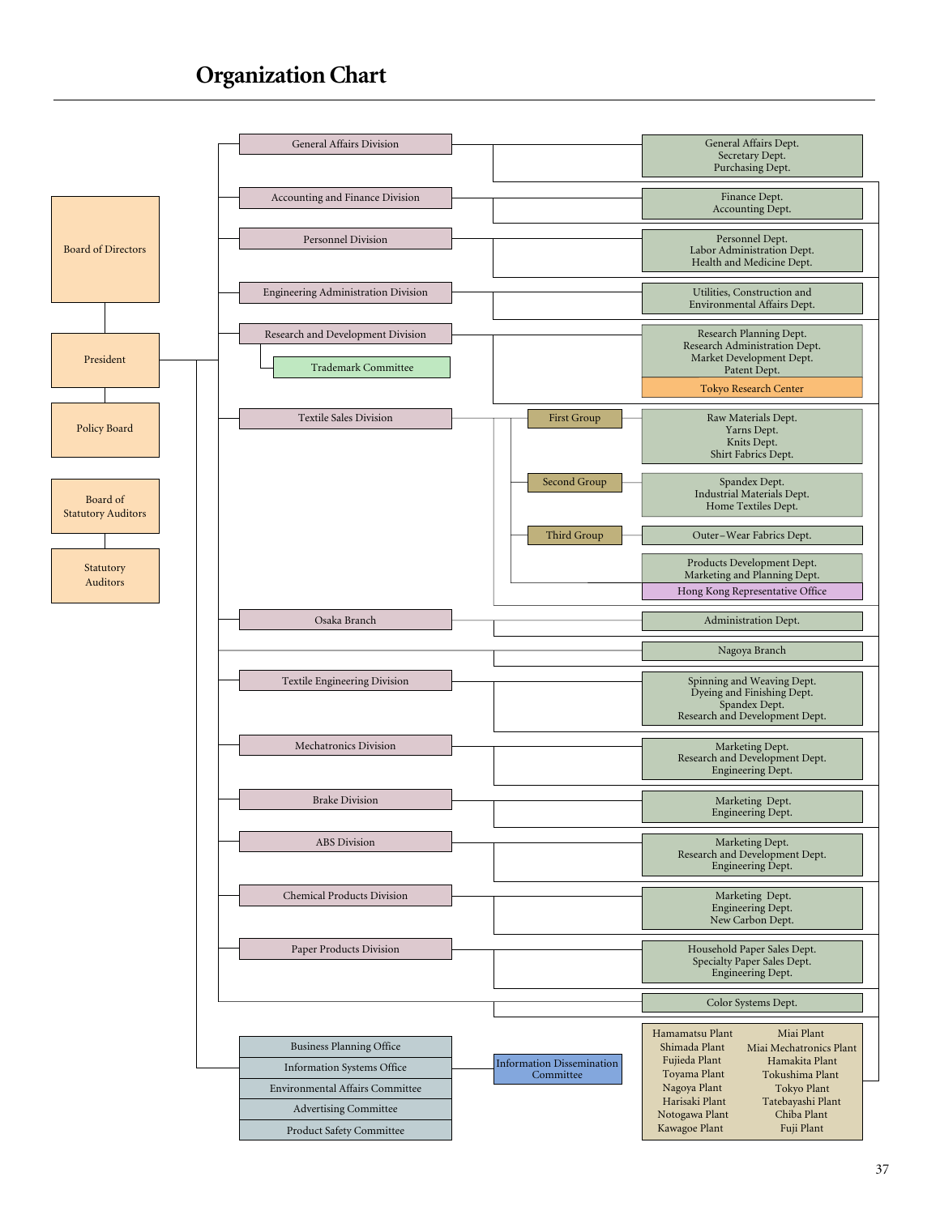# Organization Chart

- Board of Directors
  - President
    - Policy Board
- Board of Statutory Auditors
- Statutory Auditors

**President**

- General Affairs Division
  - General Affairs Dept.
  - Secretary Dept.
  - Purchasing Dept.
- Accounting and Finance Division
  - Finance Dept.
  - Accounting Dept.
- Personnel Division
  - Personnel Dept.
  - Labor Administration Dept.
  - Health and Medicine Dept.
- Engineering Administration Division
  - Utilities, Construction and Environmental Affairs Dept.
- Research and Development Division
  - Trademark Committee
  - Research Planning Dept.
  - Research Administration Dept.
  - Market Development Dept.
  - Patent Dept.
  - Tokyo Research Center
- Textile Sales Division
  - First Group
    - Raw Materials Dept.
    - Yarns Dept.
    - Knits Dept.
    - Shirt Fabrics Dept.
  - Second Group
    - Spandex Dept.
    - Industrial Materials Dept.
    - Home Textiles Dept.
  - Third Group
    - Outer–Wear Fabrics Dept.
  - Products Development Dept.
  - Marketing and Planning Dept.
  - Hong Kong Representative Office
- Osaka Branch
  - Administration Dept.
- Nagoya Branch
- Textile Engineering Division
  - Spinning and Weaving Dept.
  - Dyeing and Finishing Dept.
  - Spandex Dept.
  - Research and Development Dept.
- Mechatronics Division
  - Marketing Dept.
  - Research and Development Dept.
  - Engineering Dept.
- Brake Division
  - Marketing Dept.
  - Engineering Dept.
- ABS Division
  - Marketing Dept.
  - Research and Development Dept.
  - Engineering Dept.
- Chemical Products Division
  - Marketing Dept.
  - Engineering Dept.
  - New Carbon Dept.
- Paper Products Division
  - Household Paper Sales Dept.
  - Specialty Paper Sales Dept.
  - Engineering Dept.
- Color Systems Dept.
- Business Planning Office
- Information Systems Office
- Environmental Affairs Committee
- Advertising Committee
- Product Safety Committee
  - Information Dissemination Committee

**Plants**

- Hamamatsu Plant
- Shimada Plant
- Fujieda Plant
- Toyama Plant
- Nagoya Plant
- Harisaki Plant
- Notogawa Plant
- Kawagoe Plant
- Miai Plant
- Miai Mechatronics Plant
- Hamakita Plant
- Tokushima Plant
- Tokyo Plant
- Tatebayashi Plant
- Chiba Plant
- Fuji Plant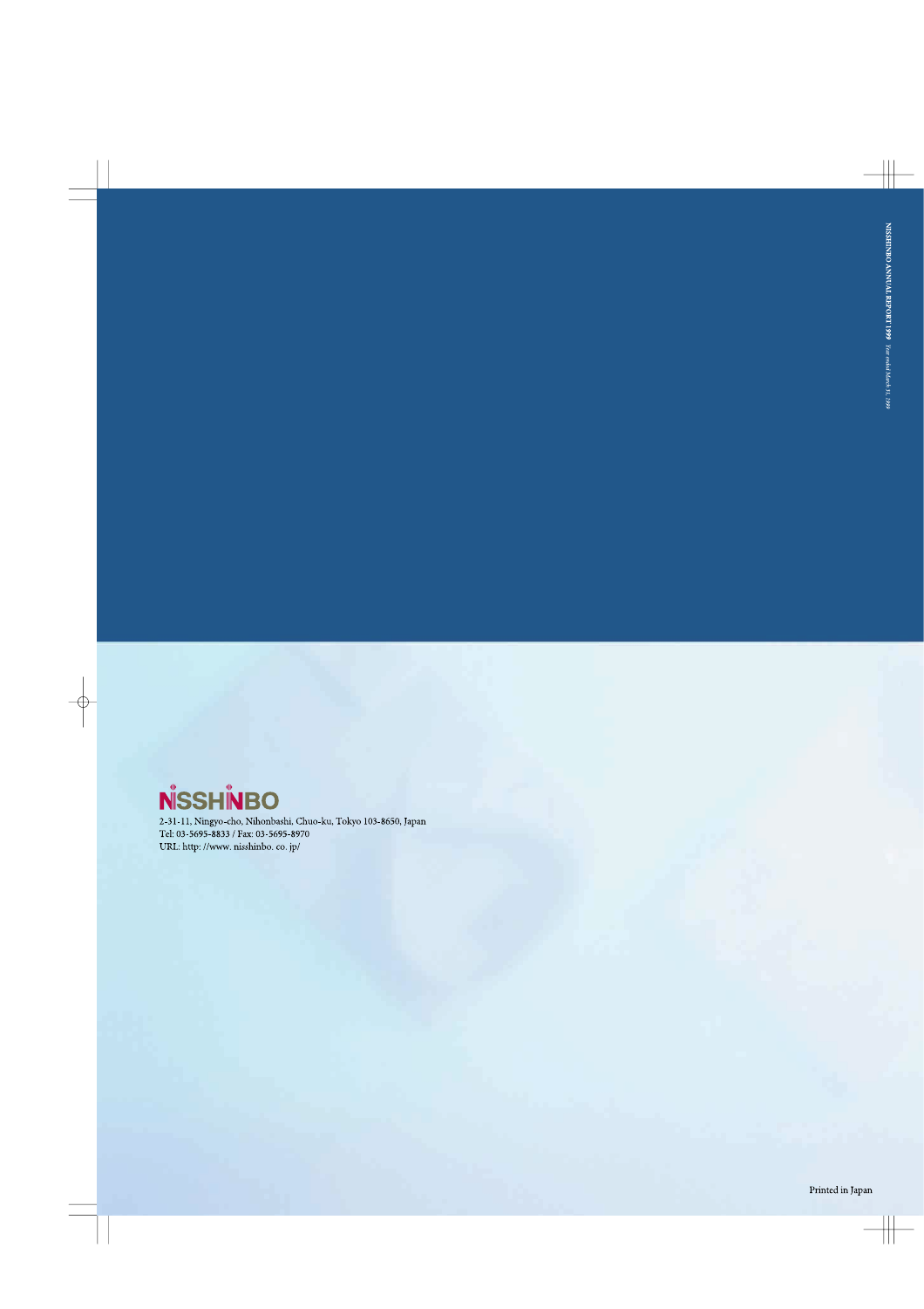NISSHINBO ANNUAL REPORT 1999 *Year ended March 31, 1999*

NISSHINBO

2-31-11, Ningyo-cho, Nihonbashi, Chuo-ku, Tokyo 103-8650, Japan
Tel: 03-5695-8833 / Fax: 03-5695-8970
URL: http: //www. nisshinbo. co. jp/

Printed in Japan